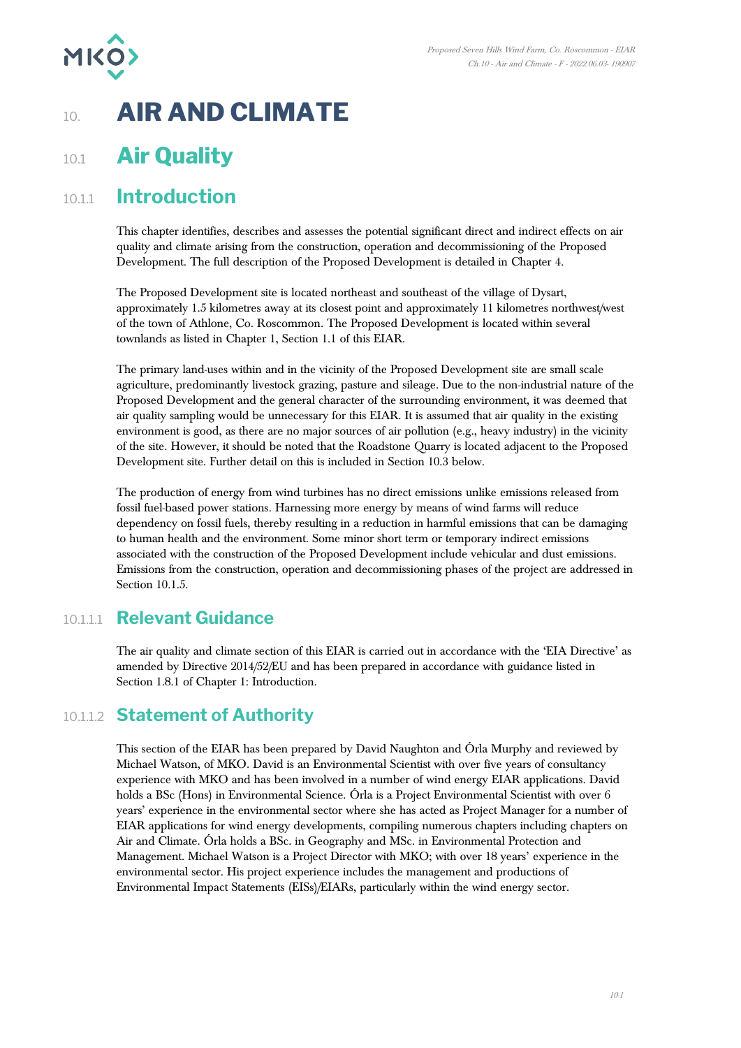# 10. AIR AND CLIMATE

## 10.1 Air Quality

### 10.1.1 Introduction

This chapter identifies, describes and assesses the potential significant direct and indirect effects on air quality and climate arising from the construction, operation and decommissioning of the Proposed Development. The full description of the Proposed Development is detailed in Chapter 4.

The Proposed Development site is located northeast and southeast of the village of Dysart, approximately 1.5 kilometres away at its closest point and approximately 11 kilometres northwest/west of the town of Athlone, Co. Roscommon. The Proposed Development is located within several townlands as listed in Chapter 1, Section 1.1 of this EIAR.

The primary land-uses within and in the vicinity of the Proposed Development site are small scale agriculture, predominantly livestock grazing, pasture and sileage. Due to the non-industrial nature of the Proposed Development and the general character of the surrounding environment, it was deemed that air quality sampling would be unnecessary for this EIAR. It is assumed that air quality in the existing environment is good, as there are no major sources of air pollution (e.g., heavy industry) in the vicinity of the site. However, it should be noted that the Roadstone Quarry is located adjacent to the Proposed Development site. Further detail on this is included in Section 10.3 below.

The production of energy from wind turbines has no direct emissions unlike emissions released from fossil fuel-based power stations. Harnessing more energy by means of wind farms will reduce dependency on fossil fuels, thereby resulting in a reduction in harmful emissions that can be damaging to human health and the environment. Some minor short term or temporary indirect emissions associated with the construction of the Proposed Development include vehicular and dust emissions. Emissions from the construction, operation and decommissioning phases of the project are addressed in Section 10.1.5.

#### 10.1.1.1 Relevant Guidance

The air quality and climate section of this EIAR is carried out in accordance with the 'EIA Directive' as amended by Directive 2014/52/EU and has been prepared in accordance with guidance listed in Section 1.8.1 of Chapter 1: Introduction.

#### 10.1.1.2 Statement of Authority

This section of the EIAR has been prepared by David Naughton and Órla Murphy and reviewed by Michael Watson, of MKO. David is an Environmental Scientist with over five years of consultancy experience with MKO and has been involved in a number of wind energy EIAR applications. David holds a BSc (Hons) in Environmental Science. Órla is a Project Environmental Scientist with over 6 years' experience in the environmental sector where she has acted as Project Manager for a number of EIAR applications for wind energy developments, compiling numerous chapters including chapters on Air and Climate. Órla holds a BSc. in Geography and MSc. in Environmental Protection and Management. Michael Watson is a Project Director with MKO; with over 18 years' experience in the environmental sector. His project experience includes the management and productions of Environmental Impact Statements (EISs)/EIARs, particularly within the wind energy sector.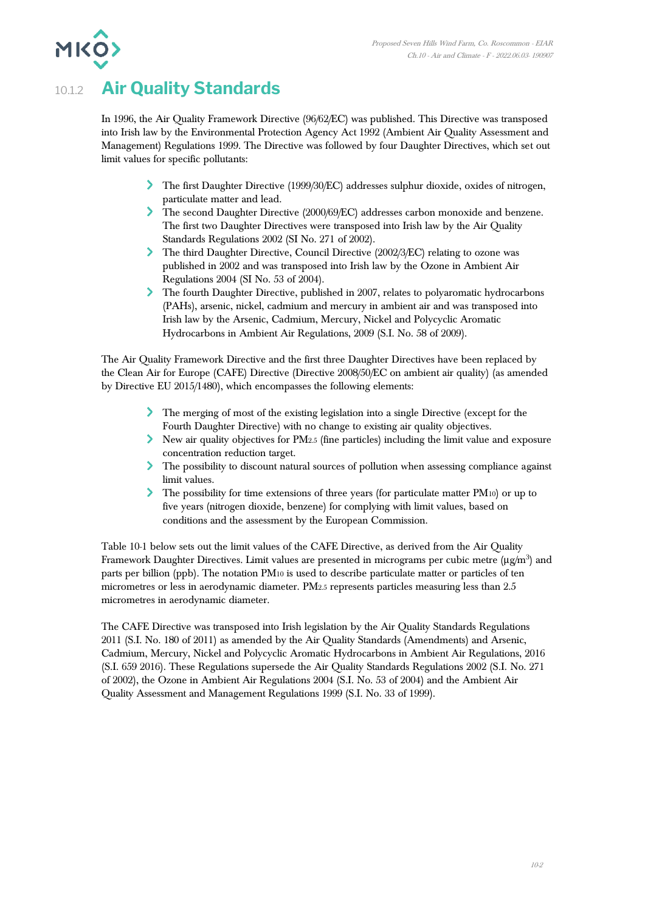### 10.1.2 Air Quality Standards

In 1996, the Air Quality Framework Directive (96/62/EC) was published. This Directive was transposed into Irish law by the Environmental Protection Agency Act 1992 (Ambient Air Quality Assessment and Management) Regulations 1999. The Directive was followed by four Daughter Directives, which set out limit values for specific pollutants:

- The first Daughter Directive (1999/30/EC) addresses sulphur dioxide, oxides of nitrogen, particulate matter and lead.
- The second Daughter Directive (2000/69/EC) addresses carbon monoxide and benzene. The first two Daughter Directives were transposed into Irish law by the Air Quality Standards Regulations 2002 (SI No. 271 of 2002).
- The third Daughter Directive, Council Directive (2002/3/EC) relating to ozone was published in 2002 and was transposed into Irish law by the Ozone in Ambient Air Regulations 2004 (SI No. 53 of 2004).
- The fourth Daughter Directive, published in 2007, relates to polyaromatic hydrocarbons (PAHs), arsenic, nickel, cadmium and mercury in ambient air and was transposed into Irish law by the Arsenic, Cadmium, Mercury, Nickel and Polycyclic Aromatic Hydrocarbons in Ambient Air Regulations, 2009 (S.I. No. 58 of 2009).

The Air Quality Framework Directive and the first three Daughter Directives have been replaced by the Clean Air for Europe (CAFE) Directive (Directive 2008/50/EC on ambient air quality) (as amended by Directive EU 2015/1480), which encompasses the following elements:

- The merging of most of the existing legislation into a single Directive (except for the Fourth Daughter Directive) with no change to existing air quality objectives.
- New air quality objectives for $PM_{2.5}$ (fine particles) including the limit value and exposure concentration reduction target.
- The possibility to discount natural sources of pollution when assessing compliance against limit values.
- The possibility for time extensions of three years (for particulate matter $PM_{10}$) or up to five years (nitrogen dioxide, benzene) for complying with limit values, based on conditions and the assessment by the European Commission.

Table 10-1 below sets out the limit values of the CAFE Directive, as derived from the Air Quality Framework Daughter Directives. Limit values are presented in micrograms per cubic metre ($\mu g/m^3$) and parts per billion (ppb). The notation $PM_{10}$ is used to describe particulate matter or particles of ten micrometres or less in aerodynamic diameter. $PM_{2.5}$ represents particles measuring less than 2.5 micrometres in aerodynamic diameter.

The CAFE Directive was transposed into Irish legislation by the Air Quality Standards Regulations 2011 (S.I. No. 180 of 2011) as amended by the Air Quality Standards (Amendments) and Arsenic, Cadmium, Mercury, Nickel and Polycyclic Aromatic Hydrocarbons in Ambient Air Regulations, 2016 (S.I. 659 2016). These Regulations supersede the Air Quality Standards Regulations 2002 (S.I. No. 271 of 2002), the Ozone in Ambient Air Regulations 2004 (S.I. No. 53 of 2004) and the Ambient Air Quality Assessment and Management Regulations 1999 (S.I. No. 33 of 1999).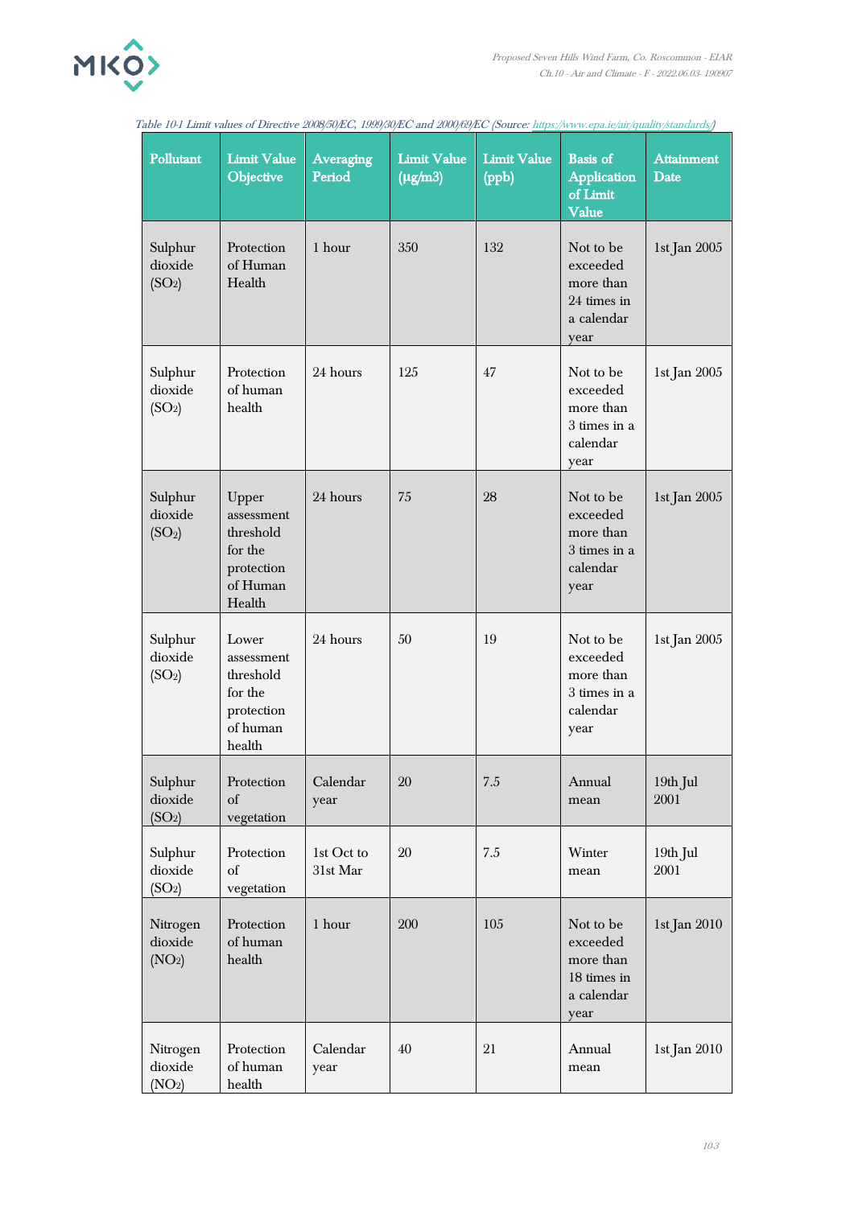*Table 10-1 Limit values of Directive 2008/50/EC, 1999/30/EC and 2000/69/EC (Source: https://www.epa.ie/air/quality/standards/)*

| Pollutant | Limit Value Objective | Averaging Period | Limit Value (μg/m3) | Limit Value (ppb) | Basis of Application of Limit Value | Attainment Date |
|---|---|---|---|---|---|---|
| Sulphur dioxide ($SO_2$) | Protection of Human Health | 1 hour | 350 | 132 | Not to be exceeded more than 24 times in a calendar year | 1st Jan 2005 |
| Sulphur dioxide ($SO_2$) | Protection of human health | 24 hours | 125 | 47 | Not to be exceeded more than 3 times in a calendar year | 1st Jan 2005 |
| Sulphur dioxide ($SO_2$) | Upper assessment threshold for the protection of Human Health | 24 hours | 75 | 28 | Not to be exceeded more than 3 times in a calendar year | 1st Jan 2005 |
| Sulphur dioxide ($SO_2$) | Lower assessment threshold for the protection of human health | 24 hours | 50 | 19 | Not to be exceeded more than 3 times in a calendar year | 1st Jan 2005 |
| Sulphur dioxide ($SO_2$) | Protection of vegetation | Calendar year | 20 | 7.5 | Annual mean | 19th Jul 2001 |
| Sulphur dioxide ($SO_2$) | Protection of vegetation | 1st Oct to 31st Mar | 20 | 7.5 | Winter mean | 19th Jul 2001 |
| Nitrogen dioxide ($NO_2$) | Protection of human health | 1 hour | 200 | 105 | Not to be exceeded more than 18 times in a calendar year | 1st Jan 2010 |
| Nitrogen dioxide ($NO_2$) | Protection of human health | Calendar year | 40 | 21 | Annual mean | 1st Jan 2010 |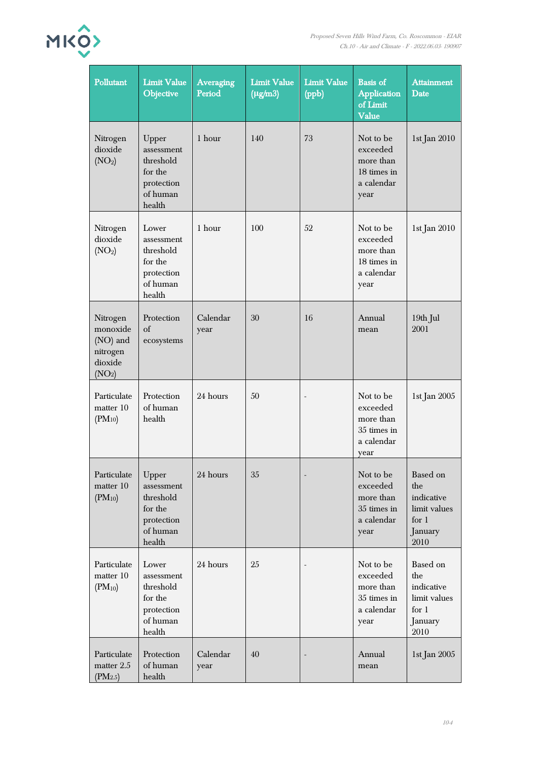| Pollutant | Limit Value Objective | Averaging Period | Limit Value (μg/m3) | Limit Value (ppb) | Basis of Application of Limit Value | Attainment Date |
|---|---|---|---|---|---|---|
| Nitrogen dioxide ($NO_2$) | Upper assessment threshold for the protection of human health | 1 hour | 140 | 73 | Not to be exceeded more than 18 times in a calendar year | 1st Jan 2010 |
| Nitrogen dioxide ($NO_2$) | Lower assessment threshold for the protection of human health | 1 hour | 100 | 52 | Not to be exceeded more than 18 times in a calendar year | 1st Jan 2010 |
| Nitrogen monoxide (NO) and nitrogen dioxide ($NO_2$) | Protection of ecosystems | Calendar year | 30 | 16 | Annual mean | 19th Jul 2001 |
| Particulate matter 10 ($PM_{10}$) | Protection of human health | 24 hours | 50 | - | Not to be exceeded more than 35 times in a calendar year | 1st Jan 2005 |
| Particulate matter 10 ($PM_{10}$) | Upper assessment threshold for the protection of human health | 24 hours | 35 | - | Not to be exceeded more than 35 times in a calendar year | Based on the indicative limit values for 1 January 2010 |
| Particulate matter 10 ($PM_{10}$) | Lower assessment threshold for the protection of human health | 24 hours | 25 | - | Not to be exceeded more than 35 times in a calendar year | Based on the indicative limit values for 1 January 2010 |
| Particulate matter 2.5 ($PM_{2.5}$) | Protection of human health | Calendar year | 40 | - | Annual mean | 1st Jan 2005 |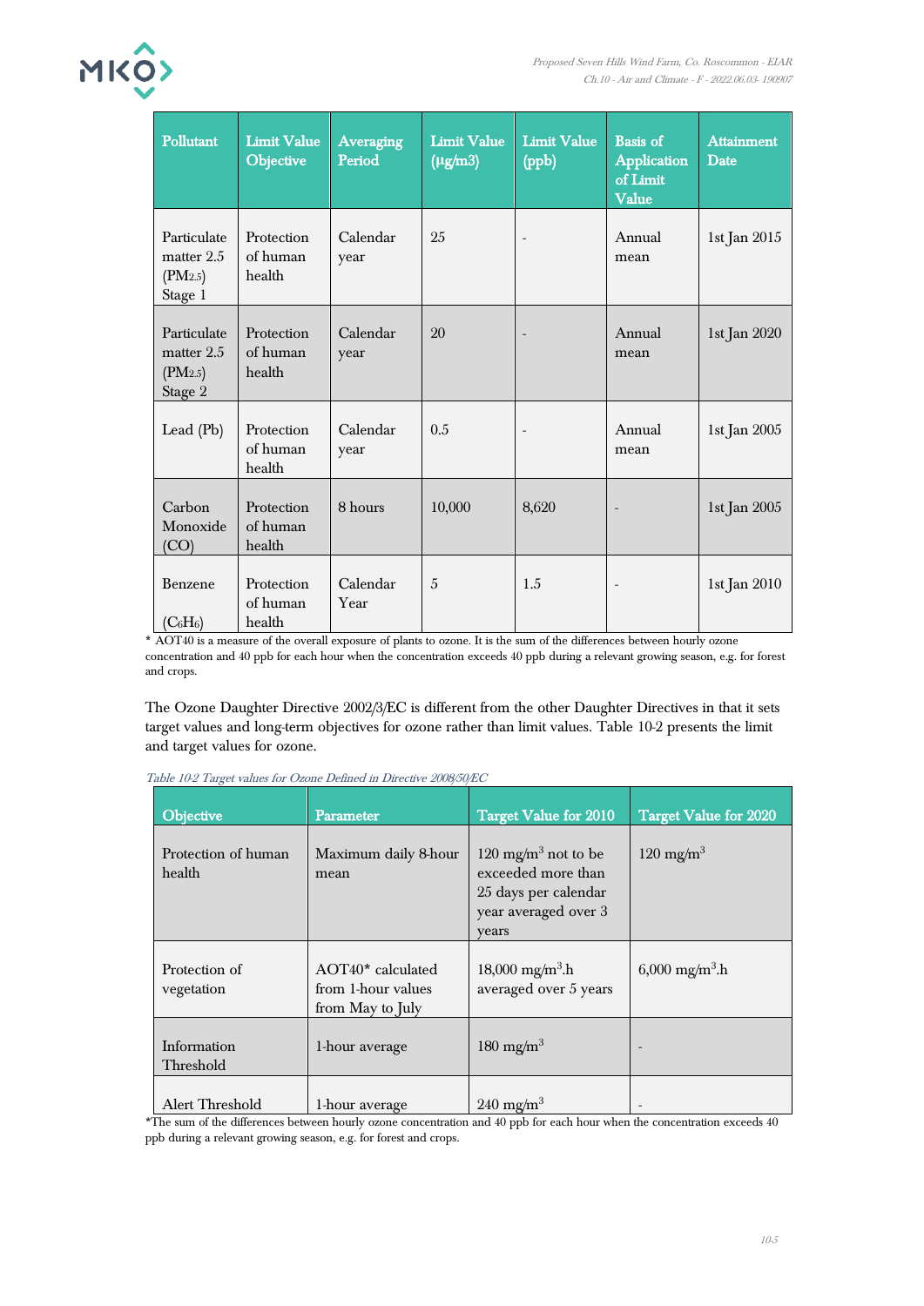| Pollutant | Limit Value Objective | Averaging Period | Limit Value (μg/m3) | Limit Value (ppb) | Basis of Application of Limit Value | Attainment Date |
|---|---|---|---|---|---|---|
| Particulate matter 2.5 ($PM_{2.5}$) Stage 1 | Protection of human health | Calendar year | 25 | - | Annual mean | 1st Jan 2015 |
| Particulate matter 2.5 ($PM_{2.5}$) Stage 2 | Protection of human health | Calendar year | 20 | - | Annual mean | 1st Jan 2020 |
| Lead (Pb) | Protection of human health | Calendar year | 0.5 | - | Annual mean | 1st Jan 2005 |
| Carbon Monoxide (CO) | Protection of human health | 8 hours | 10,000 | 8,620 | - | 1st Jan 2005 |
| Benzene ($C_6H_6$) | Protection of human health | Calendar Year | 5 | 1.5 | - | 1st Jan 2010 |

* AOT40 is a measure of the overall exposure of plants to ozone. It is the sum of the differences between hourly ozone concentration and 40 ppb for each hour when the concentration exceeds 40 ppb during a relevant growing season, e.g. for forest and crops.

The Ozone Daughter Directive 2002/3/EC is different from the other Daughter Directives in that it sets target values and long-term objectives for ozone rather than limit values. Table 10-2 presents the limit and target values for ozone.

*Table 10-2 Target values for Ozone Defined in Directive 2008/50/EC*

| Objective | Parameter | Target Value for 2010 | Target Value for 2020 |
|---|---|---|---|
| Protection of human health | Maximum daily 8-hour mean | 120 $mg/m^3$ not to be exceeded more than 25 days per calendar year averaged over 3 years | 120 $mg/m^3$ |
| Protection of vegetation | AOT40* calculated from 1-hour values from May to July | 18,000 $mg/m^3.h$ averaged over 5 years | 6,000 $mg/m^3.h$ |
| Information Threshold | 1-hour average | 180 $mg/m^3$ | - |
| Alert Threshold | 1-hour average | 240 $mg/m^3$ | - |

*The sum of the differences between hourly ozone concentration and 40 ppb for each hour when the concentration exceeds 40 ppb during a relevant growing season, e.g. for forest and crops.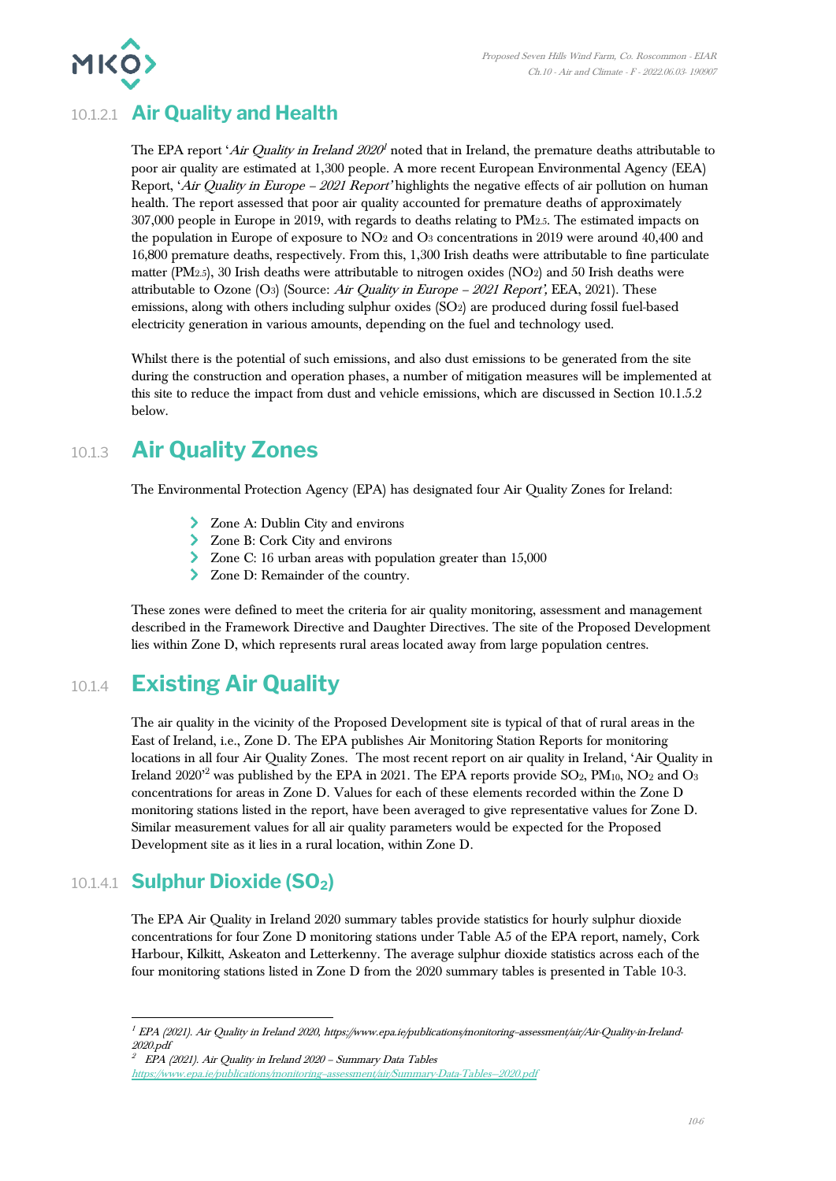### 10.1.2.1 Air Quality and Health

The EPA report '*Air Quality in Ireland 2020*[1] noted that in Ireland, the premature deaths attributable to poor air quality are estimated at 1,300 people. A more recent European Environmental Agency (EEA) Report, '*Air Quality in Europe – 2021 Report*' highlights the negative effects of air pollution on human health. The report assessed that poor air quality accounted for premature deaths of approximately 307,000 people in Europe in 2019, with regards to deaths relating to $PM_{2.5}$. The estimated impacts on the population in Europe of exposure to $NO_2$ and $O_3$ concentrations in 2019 were around 40,400 and 16,800 premature deaths, respectively. From this, 1,300 Irish deaths were attributable to fine particulate matter ($PM_{2.5}$), 30 Irish deaths were attributable to nitrogen oxides ($NO_2$) and 50 Irish deaths were attributable to Ozone ($O_3$) (Source: *Air Quality in Europe – 2021 Report',* EEA, 2021). These emissions, along with others including sulphur oxides ($SO_2$) are produced during fossil fuel-based electricity generation in various amounts, depending on the fuel and technology used.

Whilst there is the potential of such emissions, and also dust emissions to be generated from the site during the construction and operation phases, a number of mitigation measures will be implemented at this site to reduce the impact from dust and vehicle emissions, which are discussed in Section 10.1.5.2 below.

## 10.1.3 Air Quality Zones

The Environmental Protection Agency (EPA) has designated four Air Quality Zones for Ireland:

- Zone A: Dublin City and environs
- Zone B: Cork City and environs
- Zone C: 16 urban areas with population greater than 15,000
- Zone D: Remainder of the country.

These zones were defined to meet the criteria for air quality monitoring, assessment and management described in the Framework Directive and Daughter Directives. The site of the Proposed Development lies within Zone D, which represents rural areas located away from large population centres.

## 10.1.4 Existing Air Quality

The air quality in the vicinity of the Proposed Development site is typical of that of rural areas in the East of Ireland, i.e., Zone D. The EPA publishes Air Monitoring Station Reports for monitoring locations in all four Air Quality Zones. The most recent report on air quality in Ireland, 'Air Quality in Ireland 2020'[2] was published by the EPA in 2021. The EPA reports provide $SO_2$, $PM_{10}$, $NO_2$ and $O_3$ concentrations for areas in Zone D. Values for each of these elements recorded within the Zone D monitoring stations listed in the report, have been averaged to give representative values for Zone D. Similar measurement values for all air quality parameters would be expected for the Proposed Development site as it lies in a rural location, within Zone D.

### 10.1.4.1 Sulphur Dioxide ($SO_2$)

The EPA Air Quality in Ireland 2020 summary tables provide statistics for hourly sulphur dioxide concentrations for four Zone D monitoring stations under Table A5 of the EPA report, namely, Cork Harbour, Kilkitt, Askeaton and Letterkenny. The average sulphur dioxide statistics across each of the four monitoring stations listed in Zone D from the 2020 summary tables is presented in Table 10-3.

---

[1] *EPA (2021). Air Quality in Ireland 2020, https://www.epa.ie/publications/monitoring--assessment/air/Air-Quality-in-Ireland-2020.pdf*

[2] *EPA (2021). Air Quality in Ireland 2020 – Summary Data Tables https://www.epa.ie/publications/monitoring--assessment/air/Summary-Data-Tables--2020.pdf*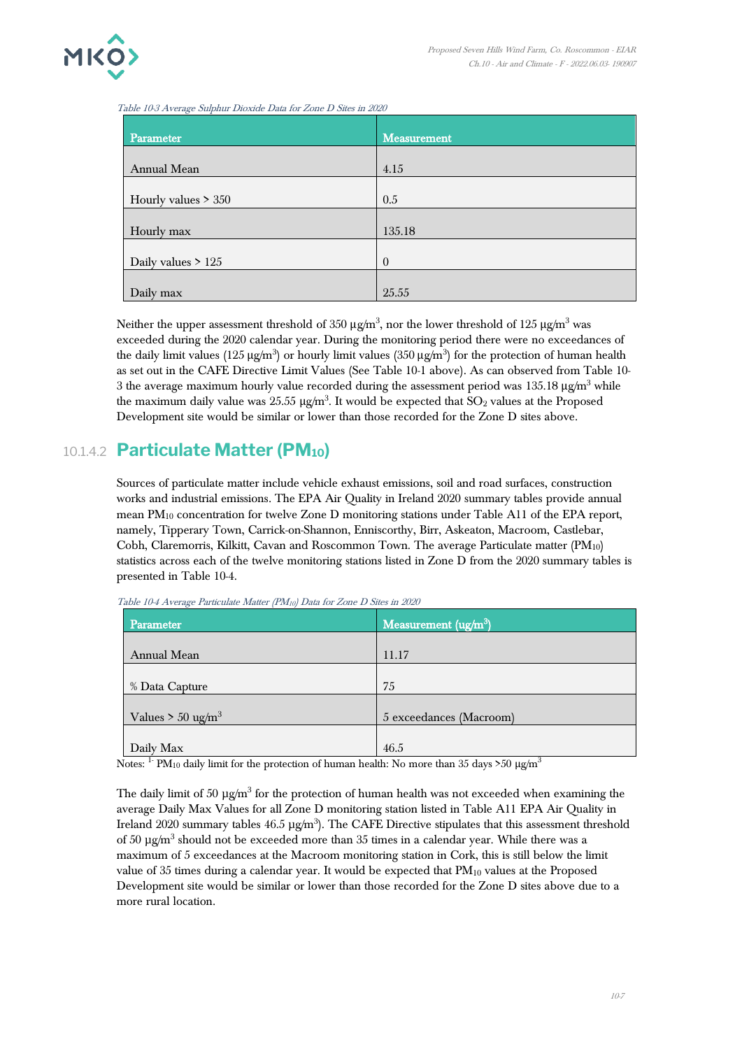*Table 10-3 Average Sulphur Dioxide Data for Zone D Sites in 2020*

| Parameter | Measurement |
|---|---|
| Annual Mean | 4.15 |
| Hourly values > 350 | 0.5 |
| Hourly max | 135.18 |
| Daily values > 125 | 0 |
| Daily max | 25.55 |

Neither the upper assessment threshold of 350 μg/m$^3$, nor the lower threshold of 125 μg/m$^3$ was exceeded during the 2020 calendar year. During the monitoring period there were no exceedances of the daily limit values (125 μg/m$^3$) or hourly limit values (350 μg/m$^3$) for the protection of human health as set out in the CAFE Directive Limit Values (See Table 10-1 above). As can observed from Table 10-3 the average maximum hourly value recorded during the assessment period was 135.18 μg/m$^3$ while the maximum daily value was 25.55 μg/m$^3$. It would be expected that $SO_2$ values at the Proposed Development site would be similar or lower than those recorded for the Zone D sites above.

### 10.1.4.2 Particulate Matter ($PM_{10}$)

Sources of particulate matter include vehicle exhaust emissions, soil and road surfaces, construction works and industrial emissions. The EPA Air Quality in Ireland 2020 summary tables provide annual mean $PM_{10}$ concentration for twelve Zone D monitoring stations under Table A11 of the EPA report, namely, Tipperary Town, Carrick-on-Shannon, Enniscorthy, Birr, Askeaton, Macroom, Castlebar, Cobh, Claremorris, Kilkitt, Cavan and Roscommon Town. The average Particulate matter ($PM_{10}$) statistics across each of the twelve monitoring stations listed in Zone D from the 2020 summary tables is presented in Table 10-4.

*Table 10-4 Average Particulate Matter ($PM_{10}$) Data for Zone D Sites in 2020*

| Parameter | Measurement (ug/m$^3$) |
|---|---|
| Annual Mean | 11.17 |
| % Data Capture | 75 |
| Values > 50 ug/m$^3$ | 5 exceedances (Macroom) |
| Daily Max | 46.5 |

Notes: [1] $PM_{10}$ daily limit for the protection of human health: No more than 35 days >50 μg/m$^3$

The daily limit of 50 μg/m$^3$ for the protection of human health was not exceeded when examining the average Daily Max Values for all Zone D monitoring station listed in Table A11 EPA Air Quality in Ireland 2020 summary tables 46.5 μg/m$^3$). The CAFE Directive stipulates that this assessment threshold of 50 μg/m$^3$ should not be exceeded more than 35 times in a calendar year. While there was a maximum of 5 exceedances at the Macroom monitoring station in Cork, this is still below the limit value of 35 times during a calendar year. It would be expected that $PM_{10}$ values at the Proposed Development site would be similar or lower than those recorded for the Zone D sites above due to a more rural location.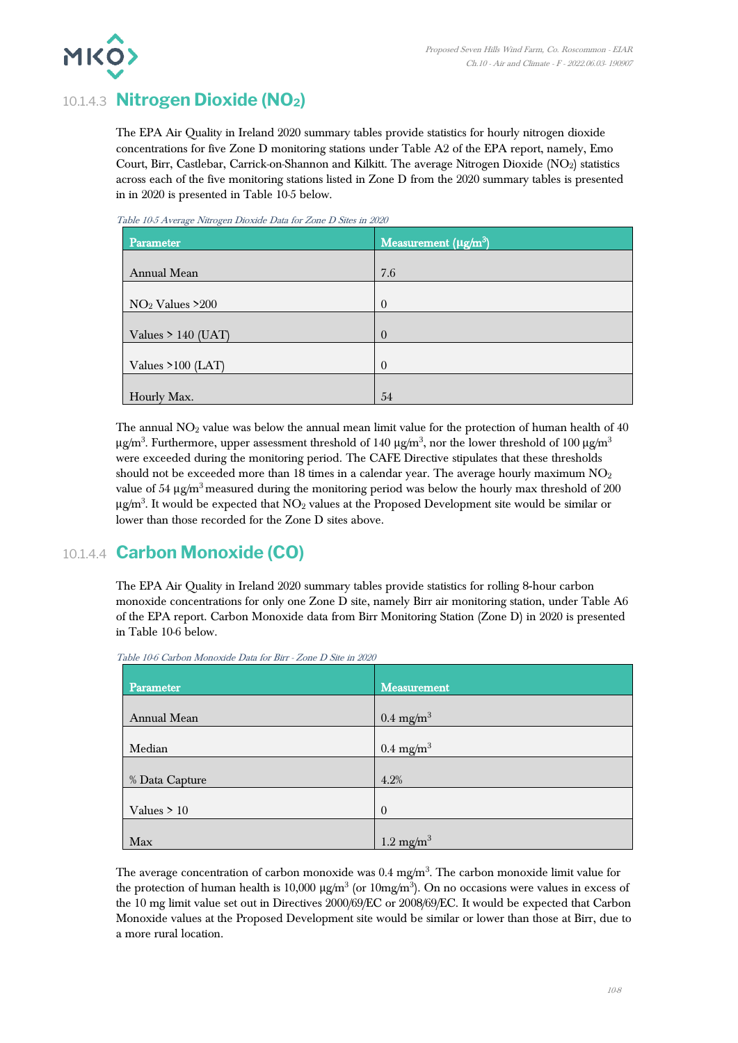### 10.1.4.3 Nitrogen Dioxide ($NO_2$)

The EPA Air Quality in Ireland 2020 summary tables provide statistics for hourly nitrogen dioxide concentrations for five Zone D monitoring stations under Table A2 of the EPA report, namely, Emo Court, Birr, Castlebar, Carrick-on-Shannon and Kilkitt. The average Nitrogen Dioxide ($NO_2$) statistics across each of the five monitoring stations listed in Zone D from the 2020 summary tables is presented in in 2020 is presented in Table 10-5 below.

*Table 10-5 Average Nitrogen Dioxide Data for Zone D Sites in 2020*

| Parameter | Measurement (μg/m$^3$) |
| --- | --- |
| Annual Mean | 7.6 |
| $NO_2$ Values >200 | 0 |
| Values > 140 (UAT) | 0 |
| Values >100 (LAT) | 0 |
| Hourly Max. | 54 |

The annual $NO_2$ value was below the annual mean limit value for the protection of human health of 40 μg/m$^3$. Furthermore, upper assessment threshold of 140 μg/m$^3$, nor the lower threshold of 100 μg/m$^3$ were exceeded during the monitoring period. The CAFE Directive stipulates that these thresholds should not be exceeded more than 18 times in a calendar year. The average hourly maximum $NO_2$ value of 54 μg/m$^3$ measured during the monitoring period was below the hourly max threshold of 200 μg/m$^3$. It would be expected that $NO_2$ values at the Proposed Development site would be similar or lower than those recorded for the Zone D sites above.

### 10.1.4.4 Carbon Monoxide (CO)

The EPA Air Quality in Ireland 2020 summary tables provide statistics for rolling 8-hour carbon monoxide concentrations for only one Zone D site, namely Birr air monitoring station, under Table A6 of the EPA report. Carbon Monoxide data from Birr Monitoring Station (Zone D) in 2020 is presented in Table 10-6 below.

*Table 10-6 Carbon Monoxide Data for Birr - Zone D Site in 2020*

| Parameter | Measurement |
| --- | --- |
| Annual Mean | 0.4 mg/m$^3$ |
| Median | 0.4 mg/m$^3$ |
| % Data Capture | 4.2% |
| Values > 10 | 0 |
| Max | 1.2 mg/m$^3$ |

The average concentration of carbon monoxide was 0.4 mg/m$^3$. The carbon monoxide limit value for the protection of human health is 10,000 μg/m$^3$ (or 10mg/m$^3$). On no occasions were values in excess of the 10 mg limit value set out in Directives 2000/69/EC or 2008/69/EC. It would be expected that Carbon Monoxide values at the Proposed Development site would be similar or lower than those at Birr, due to a more rural location.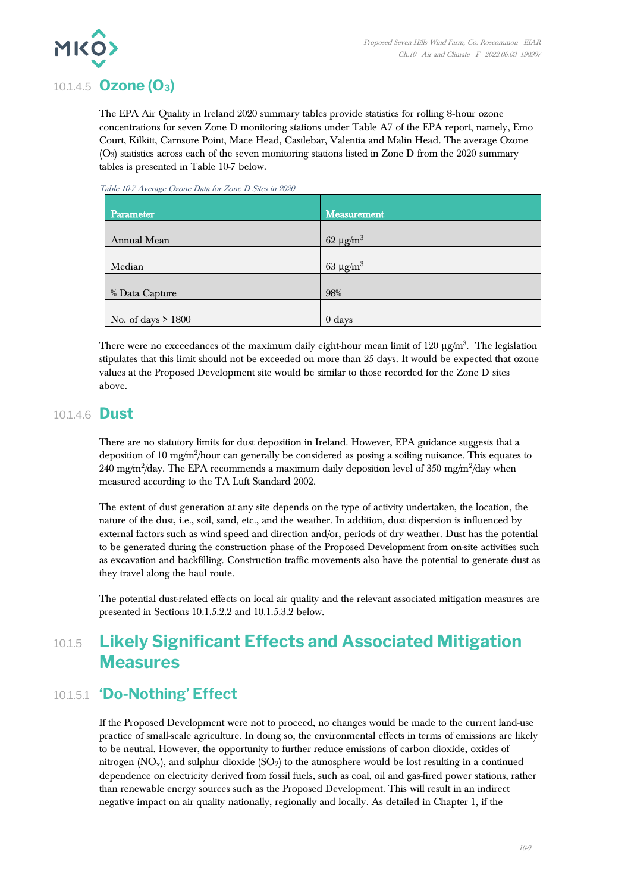### 10.1.4.5 Ozone ($O_3$)

The EPA Air Quality in Ireland 2020 summary tables provide statistics for rolling 8-hour ozone concentrations for seven Zone D monitoring stations under Table A7 of the EPA report, namely, Emo Court, Kilkitt, Carnsore Point, Mace Head, Castlebar, Valentia and Malin Head. The average Ozone ($O_3$) statistics across each of the seven monitoring stations listed in Zone D from the 2020 summary tables is presented in Table 10-7 below.

*Table 10-7 Average Ozone Data for Zone D Sites in 2020*

| Parameter | Measurement |
|---|---|
| Annual Mean | 62 μg/m$^3$ |
| Median | 63 μg/m$^3$ |
| % Data Capture | 98% |
| No. of days > 1800 | 0 days |

There were no exceedances of the maximum daily eight-hour mean limit of 120 μg/m$^3$. The legislation stipulates that this limit should not be exceeded on more than 25 days. It would be expected that ozone values at the Proposed Development site would be similar to those recorded for the Zone D sites above.

### 10.1.4.6 Dust

There are no statutory limits for dust deposition in Ireland. However, EPA guidance suggests that a deposition of 10 mg/m$^2$/hour can generally be considered as posing a soiling nuisance. This equates to 240 mg/m$^2$/day. The EPA recommends a maximum daily deposition level of 350 mg/m$^2$/day when measured according to the TA Luft Standard 2002.

The extent of dust generation at any site depends on the type of activity undertaken, the location, the nature of the dust, i.e., soil, sand, etc., and the weather. In addition, dust dispersion is influenced by external factors such as wind speed and direction and/or, periods of dry weather. Dust has the potential to be generated during the construction phase of the Proposed Development from on-site activities such as excavation and backfilling. Construction traffic movements also have the potential to generate dust as they travel along the haul route.

The potential dust-related effects on local air quality and the relevant associated mitigation measures are presented in Sections 10.1.5.2.2 and 10.1.5.3.2 below.

## 10.1.5 Likely Significant Effects and Associated Mitigation Measures

### 10.1.5.1 'Do-Nothing' Effect

If the Proposed Development were not to proceed, no changes would be made to the current land-use practice of small-scale agriculture. In doing so, the environmental effects in terms of emissions are likely to be neutral. However, the opportunity to further reduce emissions of carbon dioxide, oxides of nitrogen ($NO_x$), and sulphur dioxide ($SO_2$) to the atmosphere would be lost resulting in a continued dependence on electricity derived from fossil fuels, such as coal, oil and gas-fired power stations, rather than renewable energy sources such as the Proposed Development. This will result in an indirect negative impact on air quality nationally, regionally and locally. As detailed in Chapter 1, if the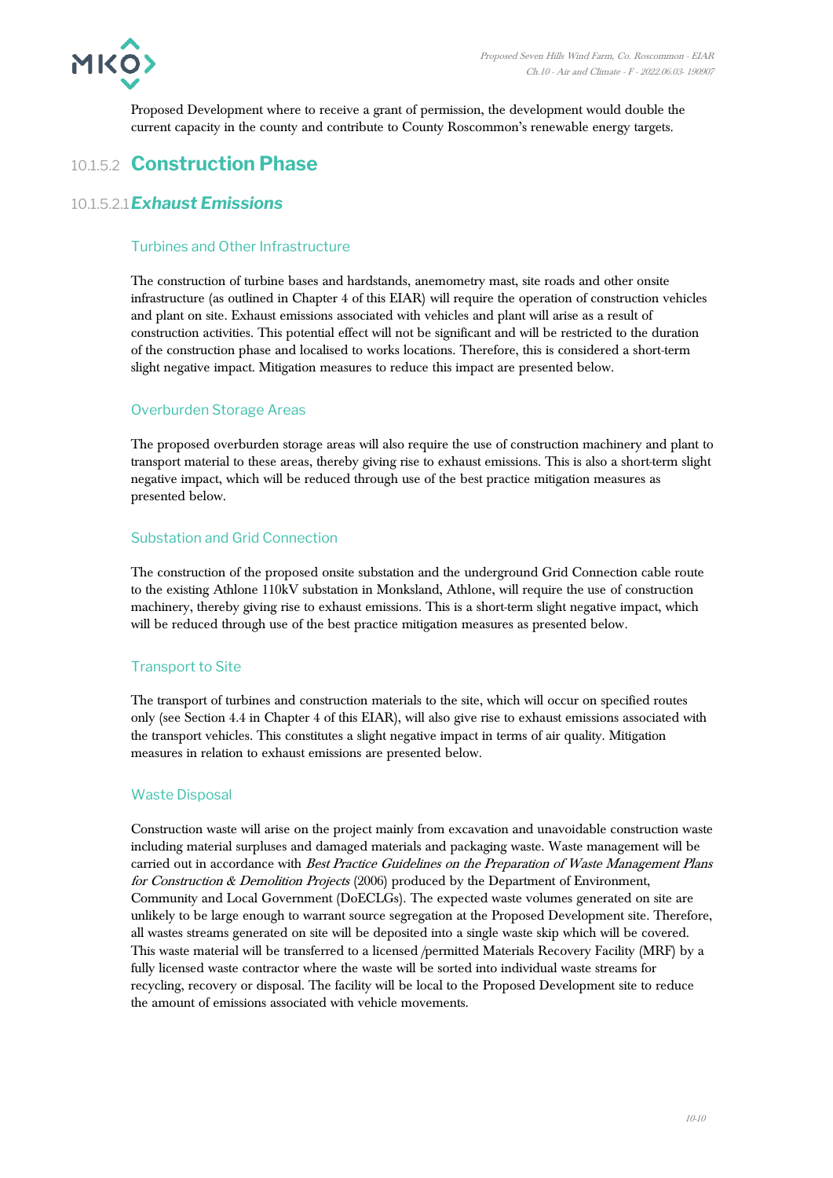Proposed Development where to receive a grant of permission, the development would double the current capacity in the county and contribute to County Roscommon's renewable energy targets.

## 10.1.5.2 Construction Phase

### 10.1.5.2.1 *Exhaust Emissions*

#### Turbines and Other Infrastructure

The construction of turbine bases and hardstands, anemometry mast, site roads and other onsite infrastructure (as outlined in Chapter 4 of this EIAR) will require the operation of construction vehicles and plant on site. Exhaust emissions associated with vehicles and plant will arise as a result of construction activities. This potential effect will not be significant and will be restricted to the duration of the construction phase and localised to works locations. Therefore, this is considered a short-term slight negative impact. Mitigation measures to reduce this impact are presented below.

#### Overburden Storage Areas

The proposed overburden storage areas will also require the use of construction machinery and plant to transport material to these areas, thereby giving rise to exhaust emissions. This is also a short-term slight negative impact, which will be reduced through use of the best practice mitigation measures as presented below.

#### Substation and Grid Connection

The construction of the proposed onsite substation and the underground Grid Connection cable route to the existing Athlone 110kV substation in Monksland, Athlone, will require the use of construction machinery, thereby giving rise to exhaust emissions. This is a short-term slight negative impact, which will be reduced through use of the best practice mitigation measures as presented below.

#### Transport to Site

The transport of turbines and construction materials to the site, which will occur on specified routes only (see Section 4.4 in Chapter 4 of this EIAR), will also give rise to exhaust emissions associated with the transport vehicles. This constitutes a slight negative impact in terms of air quality. Mitigation measures in relation to exhaust emissions are presented below.

#### Waste Disposal

Construction waste will arise on the project mainly from excavation and unavoidable construction waste including material surpluses and damaged materials and packaging waste. Waste management will be carried out in accordance with *Best Practice Guidelines on the Preparation of Waste Management Plans for Construction & Demolition Projects* (2006) produced by the Department of Environment, Community and Local Government (DoECLGs). The expected waste volumes generated on site are unlikely to be large enough to warrant source segregation at the Proposed Development site. Therefore, all wastes streams generated on site will be deposited into a single waste skip which will be covered. This waste material will be transferred to a licensed /permitted Materials Recovery Facility (MRF) by a fully licensed waste contractor where the waste will be sorted into individual waste streams for recycling, recovery or disposal. The facility will be local to the Proposed Development site to reduce the amount of emissions associated with vehicle movements.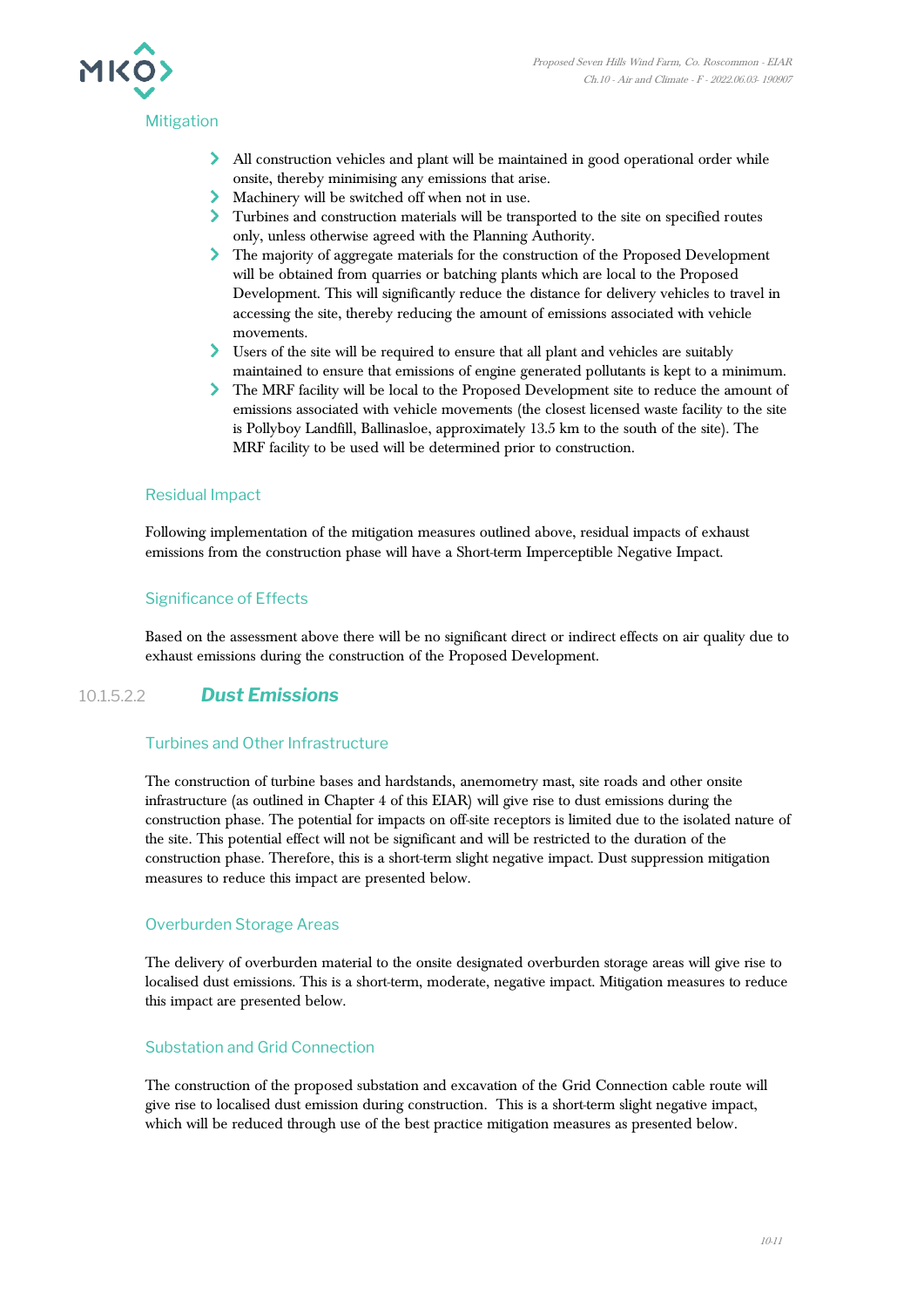#### Mitigation

- All construction vehicles and plant will be maintained in good operational order while onsite, thereby minimising any emissions that arise.
- Machinery will be switched off when not in use.
- Turbines and construction materials will be transported to the site on specified routes only, unless otherwise agreed with the Planning Authority.
- The majority of aggregate materials for the construction of the Proposed Development will be obtained from quarries or batching plants which are local to the Proposed Development. This will significantly reduce the distance for delivery vehicles to travel in accessing the site, thereby reducing the amount of emissions associated with vehicle movements.
- Users of the site will be required to ensure that all plant and vehicles are suitably maintained to ensure that emissions of engine generated pollutants is kept to a minimum.
- The MRF facility will be local to the Proposed Development site to reduce the amount of emissions associated with vehicle movements (the closest licensed waste facility to the site is Pollyboy Landfill, Ballinasloe, approximately 13.5 km to the south of the site). The MRF facility to be used will be determined prior to construction.

#### Residual Impact

Following implementation of the mitigation measures outlined above, residual impacts of exhaust emissions from the construction phase will have a Short-term Imperceptible Negative Impact.

#### Significance of Effects

Based on the assessment above there will be no significant direct or indirect effects on air quality due to exhaust emissions during the construction of the Proposed Development.

### 10.1.5.2.2 *Dust Emissions*

#### Turbines and Other Infrastructure

The construction of turbine bases and hardstands, anemometry mast, site roads and other onsite infrastructure (as outlined in Chapter 4 of this EIAR) will give rise to dust emissions during the construction phase. The potential for impacts on off-site receptors is limited due to the isolated nature of the site. This potential effect will not be significant and will be restricted to the duration of the construction phase. Therefore, this is a short-term slight negative impact. Dust suppression mitigation measures to reduce this impact are presented below.

#### Overburden Storage Areas

The delivery of overburden material to the onsite designated overburden storage areas will give rise to localised dust emissions. This is a short-term, moderate, negative impact. Mitigation measures to reduce this impact are presented below.

#### Substation and Grid Connection

The construction of the proposed substation and excavation of the Grid Connection cable route will give rise to localised dust emission during construction. This is a short-term slight negative impact, which will be reduced through use of the best practice mitigation measures as presented below.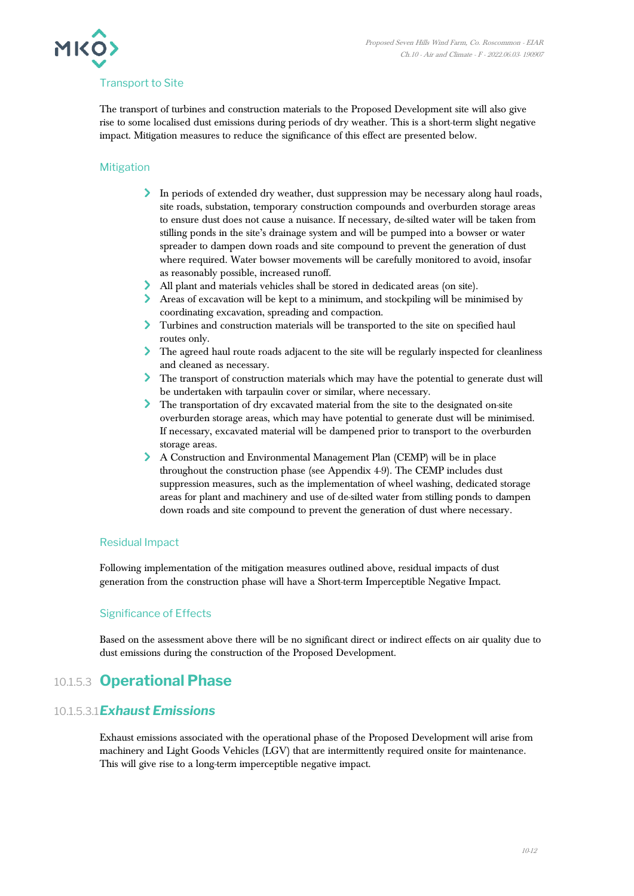#### Transport to Site

The transport of turbines and construction materials to the Proposed Development site will also give rise to some localised dust emissions during periods of dry weather. This is a short-term slight negative impact. Mitigation measures to reduce the significance of this effect are presented below.

#### Mitigation

- In periods of extended dry weather, dust suppression may be necessary along haul roads, site roads, substation, temporary construction compounds and overburden storage areas to ensure dust does not cause a nuisance. If necessary, de-silted water will be taken from stilling ponds in the site's drainage system and will be pumped into a bowser or water spreader to dampen down roads and site compound to prevent the generation of dust where required. Water bowser movements will be carefully monitored to avoid, insofar as reasonably possible, increased runoff.
- All plant and materials vehicles shall be stored in dedicated areas (on site).
- Areas of excavation will be kept to a minimum, and stockpiling will be minimised by coordinating excavation, spreading and compaction.
- Turbines and construction materials will be transported to the site on specified haul routes only.
- The agreed haul route roads adjacent to the site will be regularly inspected for cleanliness and cleaned as necessary.
- The transport of construction materials which may have the potential to generate dust will be undertaken with tarpaulin cover or similar, where necessary.
- The transportation of dry excavated material from the site to the designated on-site overburden storage areas, which may have potential to generate dust will be minimised. If necessary, excavated material will be dampened prior to transport to the overburden storage areas.
- A Construction and Environmental Management Plan (CEMP) will be in place throughout the construction phase (see Appendix 4-9). The CEMP includes dust suppression measures, such as the implementation of wheel washing, dedicated storage areas for plant and machinery and use of de-silted water from stilling ponds to dampen down roads and site compound to prevent the generation of dust where necessary.

#### Residual Impact

Following implementation of the mitigation measures outlined above, residual impacts of dust generation from the construction phase will have a Short-term Imperceptible Negative Impact.

#### Significance of Effects

Based on the assessment above there will be no significant direct or indirect effects on air quality due to dust emissions during the construction of the Proposed Development.

## 10.1.5.3 Operational Phase

### 10.1.5.3.1 *Exhaust Emissions*

Exhaust emissions associated with the operational phase of the Proposed Development will arise from machinery and Light Goods Vehicles (LGV) that are intermittently required onsite for maintenance. This will give rise to a long-term imperceptible negative impact.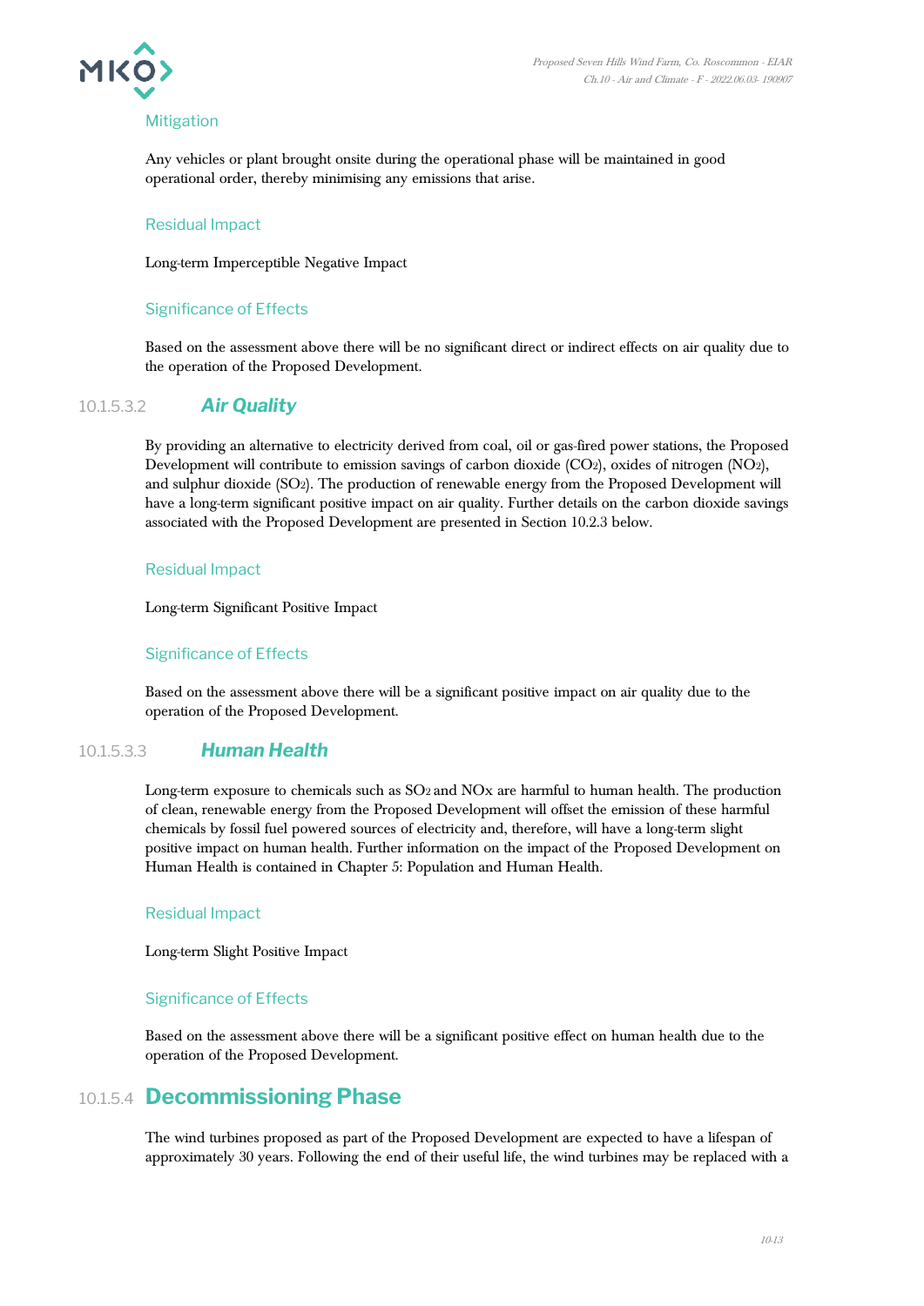#### Mitigation

Any vehicles or plant brought onsite during the operational phase will be maintained in good operational order, thereby minimising any emissions that arise.

#### Residual Impact

Long-term Imperceptible Negative Impact

#### Significance of Effects

Based on the assessment above there will be no significant direct or indirect effects on air quality due to the operation of the Proposed Development.

### 10.1.5.3.2 *Air Quality*

By providing an alternative to electricity derived from coal, oil or gas-fired power stations, the Proposed Development will contribute to emission savings of carbon dioxide ($CO_2$), oxides of nitrogen ($NO_2$), and sulphur dioxide ($SO_2$). The production of renewable energy from the Proposed Development will have a long-term significant positive impact on air quality. Further details on the carbon dioxide savings associated with the Proposed Development are presented in Section 10.2.3 below.

#### Residual Impact

Long-term Significant Positive Impact

#### Significance of Effects

Based on the assessment above there will be a significant positive impact on air quality due to the operation of the Proposed Development.

### 10.1.5.3.3 *Human Health*

Long-term exposure to chemicals such as $SO_2$ and NOx are harmful to human health. The production of clean, renewable energy from the Proposed Development will offset the emission of these harmful chemicals by fossil fuel powered sources of electricity and, therefore, will have a long-term slight positive impact on human health. Further information on the impact of the Proposed Development on Human Health is contained in Chapter 5: Population and Human Health.

#### Residual Impact

Long-term Slight Positive Impact

#### Significance of Effects

Based on the assessment above there will be a significant positive effect on human health due to the operation of the Proposed Development.

## 10.1.5.4 Decommissioning Phase

The wind turbines proposed as part of the Proposed Development are expected to have a lifespan of approximately 30 years. Following the end of their useful life, the wind turbines may be replaced with a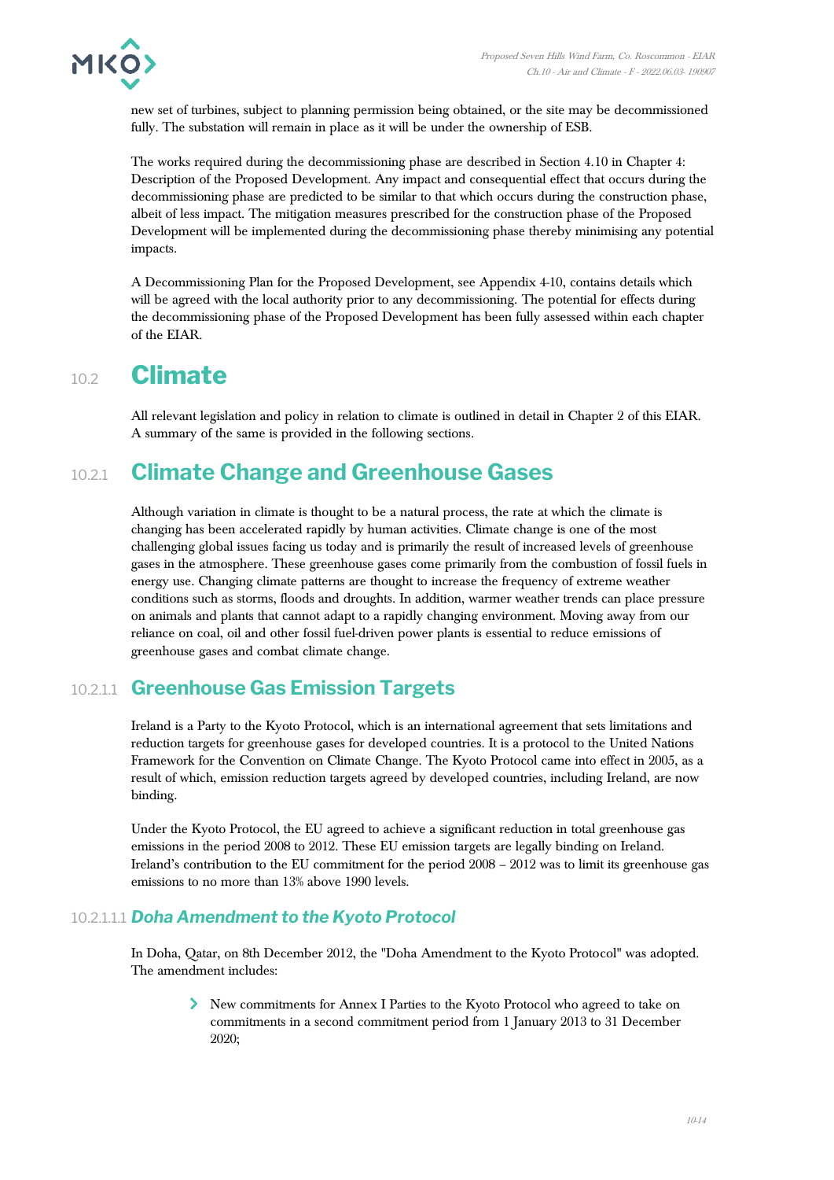new set of turbines, subject to planning permission being obtained, or the site may be decommissioned fully. The substation will remain in place as it will be under the ownership of ESB.

The works required during the decommissioning phase are described in Section 4.10 in Chapter 4: Description of the Proposed Development. Any impact and consequential effect that occurs during the decommissioning phase are predicted to be similar to that which occurs during the construction phase, albeit of less impact. The mitigation measures prescribed for the construction phase of the Proposed Development will be implemented during the decommissioning phase thereby minimising any potential impacts.

A Decommissioning Plan for the Proposed Development, see Appendix 4-10, contains details which will be agreed with the local authority prior to any decommissioning. The potential for effects during the decommissioning phase of the Proposed Development has been fully assessed within each chapter of the EIAR.

# 10.2 Climate

All relevant legislation and policy in relation to climate is outlined in detail in Chapter 2 of this EIAR. A summary of the same is provided in the following sections.

## 10.2.1 Climate Change and Greenhouse Gases

Although variation in climate is thought to be a natural process, the rate at which the climate is changing has been accelerated rapidly by human activities. Climate change is one of the most challenging global issues facing us today and is primarily the result of increased levels of greenhouse gases in the atmosphere. These greenhouse gases come primarily from the combustion of fossil fuels in energy use. Changing climate patterns are thought to increase the frequency of extreme weather conditions such as storms, floods and droughts. In addition, warmer weather trends can place pressure on animals and plants that cannot adapt to a rapidly changing environment. Moving away from our reliance on coal, oil and other fossil fuel-driven power plants is essential to reduce emissions of greenhouse gases and combat climate change.

### 10.2.1.1 Greenhouse Gas Emission Targets

Ireland is a Party to the Kyoto Protocol, which is an international agreement that sets limitations and reduction targets for greenhouse gases for developed countries. It is a protocol to the United Nations Framework for the Convention on Climate Change. The Kyoto Protocol came into effect in 2005, as a result of which, emission reduction targets agreed by developed countries, including Ireland, are now binding.

Under the Kyoto Protocol, the EU agreed to achieve a significant reduction in total greenhouse gas emissions in the period 2008 to 2012. These EU emission targets are legally binding on Ireland. Ireland's contribution to the EU commitment for the period 2008 – 2012 was to limit its greenhouse gas emissions to no more than 13% above 1990 levels.

#### 10.2.1.1.1 *Doha Amendment to the Kyoto Protocol*

In Doha, Qatar, on 8th December 2012, the "Doha Amendment to the Kyoto Protocol" was adopted. The amendment includes:

- New commitments for Annex I Parties to the Kyoto Protocol who agreed to take on commitments in a second commitment period from 1 January 2013 to 31 December 2020;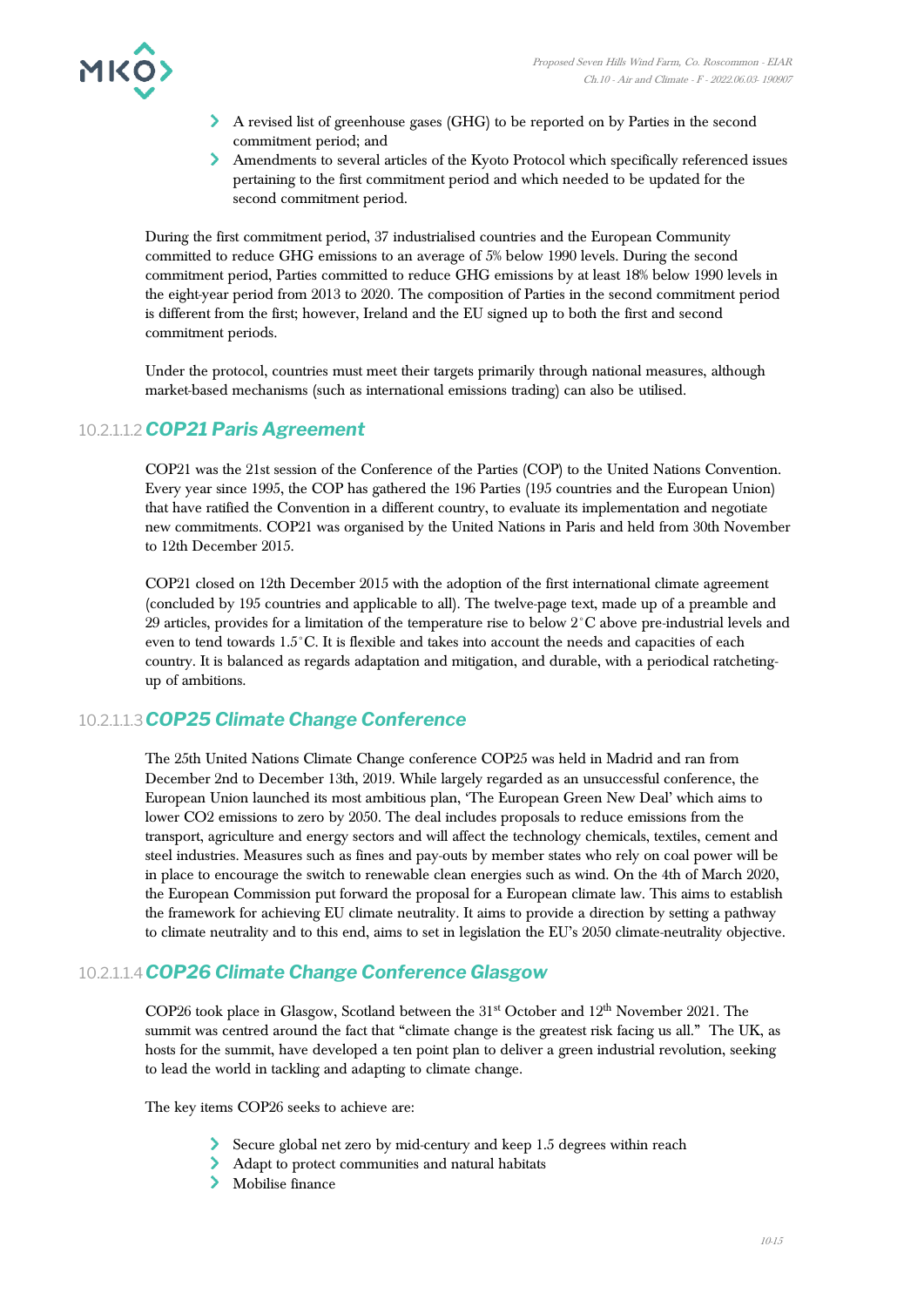- A revised list of greenhouse gases (GHG) to be reported on by Parties in the second commitment period; and
- Amendments to several articles of the Kyoto Protocol which specifically referenced issues pertaining to the first commitment period and which needed to be updated for the second commitment period.

During the first commitment period, 37 industrialised countries and the European Community committed to reduce GHG emissions to an average of 5% below 1990 levels. During the second commitment period, Parties committed to reduce GHG emissions by at least 18% below 1990 levels in the eight-year period from 2013 to 2020. The composition of Parties in the second commitment period is different from the first; however, Ireland and the EU signed up to both the first and second commitment periods.

Under the protocol, countries must meet their targets primarily through national measures, although market-based mechanisms (such as international emissions trading) can also be utilised.

#### 10.2.1.1.2 COP21 Paris Agreement

COP21 was the 21st session of the Conference of the Parties (COP) to the United Nations Convention. Every year since 1995, the COP has gathered the 196 Parties (195 countries and the European Union) that have ratified the Convention in a different country, to evaluate its implementation and negotiate new commitments. COP21 was organised by the United Nations in Paris and held from 30th November to 12th December 2015.

COP21 closed on 12th December 2015 with the adoption of the first international climate agreement (concluded by 195 countries and applicable to all). The twelve-page text, made up of a preamble and 29 articles, provides for a limitation of the temperature rise to below 2°C above pre-industrial levels and even to tend towards 1.5°C. It is flexible and takes into account the needs and capacities of each country. It is balanced as regards adaptation and mitigation, and durable, with a periodical ratcheting-up of ambitions.

#### 10.2.1.1.3 COP25 Climate Change Conference

The 25th United Nations Climate Change conference COP25 was held in Madrid and ran from December 2nd to December 13th, 2019. While largely regarded as an unsuccessful conference, the European Union launched its most ambitious plan, 'The European Green New Deal' which aims to lower CO2 emissions to zero by 2050. The deal includes proposals to reduce emissions from the transport, agriculture and energy sectors and will affect the technology chemicals, textiles, cement and steel industries. Measures such as fines and pay-outs by member states who rely on coal power will be in place to encourage the switch to renewable clean energies such as wind. On the 4th of March 2020, the European Commission put forward the proposal for a European climate law. This aims to establish the framework for achieving EU climate neutrality. It aims to provide a direction by setting a pathway to climate neutrality and to this end, aims to set in legislation the EU's 2050 climate-neutrality objective.

#### 10.2.1.1.4 COP26 Climate Change Conference Glasgow

COP26 took place in Glasgow, Scotland between the 31st October and 12th November 2021. The summit was centred around the fact that "climate change is the greatest risk facing us all." The UK, as hosts for the summit, have developed a ten point plan to deliver a green industrial revolution, seeking to lead the world in tackling and adapting to climate change.

The key items COP26 seeks to achieve are:

- Secure global net zero by mid-century and keep 1.5 degrees within reach
- Adapt to protect communities and natural habitats
- Mobilise finance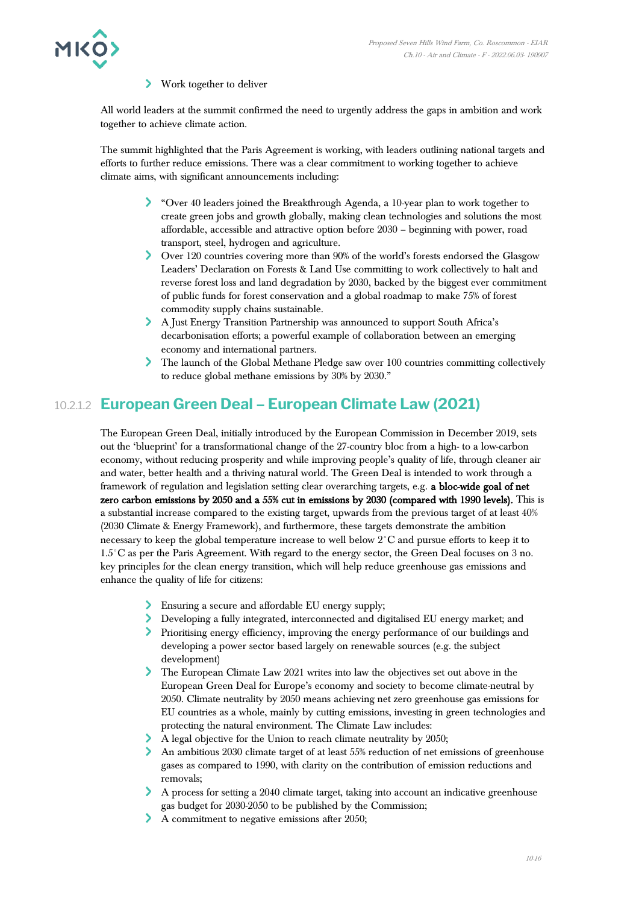- Work together to deliver

All world leaders at the summit confirmed the need to urgently address the gaps in ambition and work together to achieve climate action.

The summit highlighted that the Paris Agreement is working, with leaders outlining national targets and efforts to further reduce emissions. There was a clear commitment to working together to achieve climate aims, with significant announcements including:

- "Over 40 leaders joined the Breakthrough Agenda, a 10-year plan to work together to create green jobs and growth globally, making clean technologies and solutions the most affordable, accessible and attractive option before 2030 – beginning with power, road transport, steel, hydrogen and agriculture.
- Over 120 countries covering more than 90% of the world's forests endorsed the Glasgow Leaders' Declaration on Forests & Land Use committing to work collectively to halt and reverse forest loss and land degradation by 2030, backed by the biggest ever commitment of public funds for forest conservation and a global roadmap to make 75% of forest commodity supply chains sustainable.
- A Just Energy Transition Partnership was announced to support South Africa's decarbonisation efforts; a powerful example of collaboration between an emerging economy and international partners.
- The launch of the Global Methane Pledge saw over 100 countries committing collectively to reduce global methane emissions by 30% by 2030."

### 10.2.1.2 European Green Deal – European Climate Law (2021)

The European Green Deal, initially introduced by the European Commission in December 2019, sets out the 'blueprint' for a transformational change of the 27-country bloc from a high- to a low-carbon economy, without reducing prosperity and while improving people's quality of life, through cleaner air and water, better health and a thriving natural world. The Green Deal is intended to work through a framework of regulation and legislation setting clear overarching targets, e.g. **a bloc-wide goal of net zero carbon emissions by 2050 and a 55% cut in emissions by 2030 (compared with 1990 levels).** This is a substantial increase compared to the existing target, upwards from the previous target of at least 40% (2030 Climate & Energy Framework), and furthermore, these targets demonstrate the ambition necessary to keep the global temperature increase to well below 2°C and pursue efforts to keep it to 1.5°C as per the Paris Agreement. With regard to the energy sector, the Green Deal focuses on 3 no. key principles for the clean energy transition, which will help reduce greenhouse gas emissions and enhance the quality of life for citizens:

- Ensuring a secure and affordable EU energy supply;
- Developing a fully integrated, interconnected and digitalised EU energy market; and
- Prioritising energy efficiency, improving the energy performance of our buildings and developing a power sector based largely on renewable sources (e.g. the subject development)
- The European Climate Law 2021 writes into law the objectives set out above in the European Green Deal for Europe's economy and society to become climate-neutral by 2050. Climate neutrality by 2050 means achieving net zero greenhouse gas emissions for EU countries as a whole, mainly by cutting emissions, investing in green technologies and protecting the natural environment. The Climate Law includes:
- A legal objective for the Union to reach climate neutrality by 2050;
- An ambitious 2030 climate target of at least 55% reduction of net emissions of greenhouse gases as compared to 1990, with clarity on the contribution of emission reductions and removals;
- A process for setting a 2040 climate target, taking into account an indicative greenhouse gas budget for 2030-2050 to be published by the Commission;
- A commitment to negative emissions after 2050;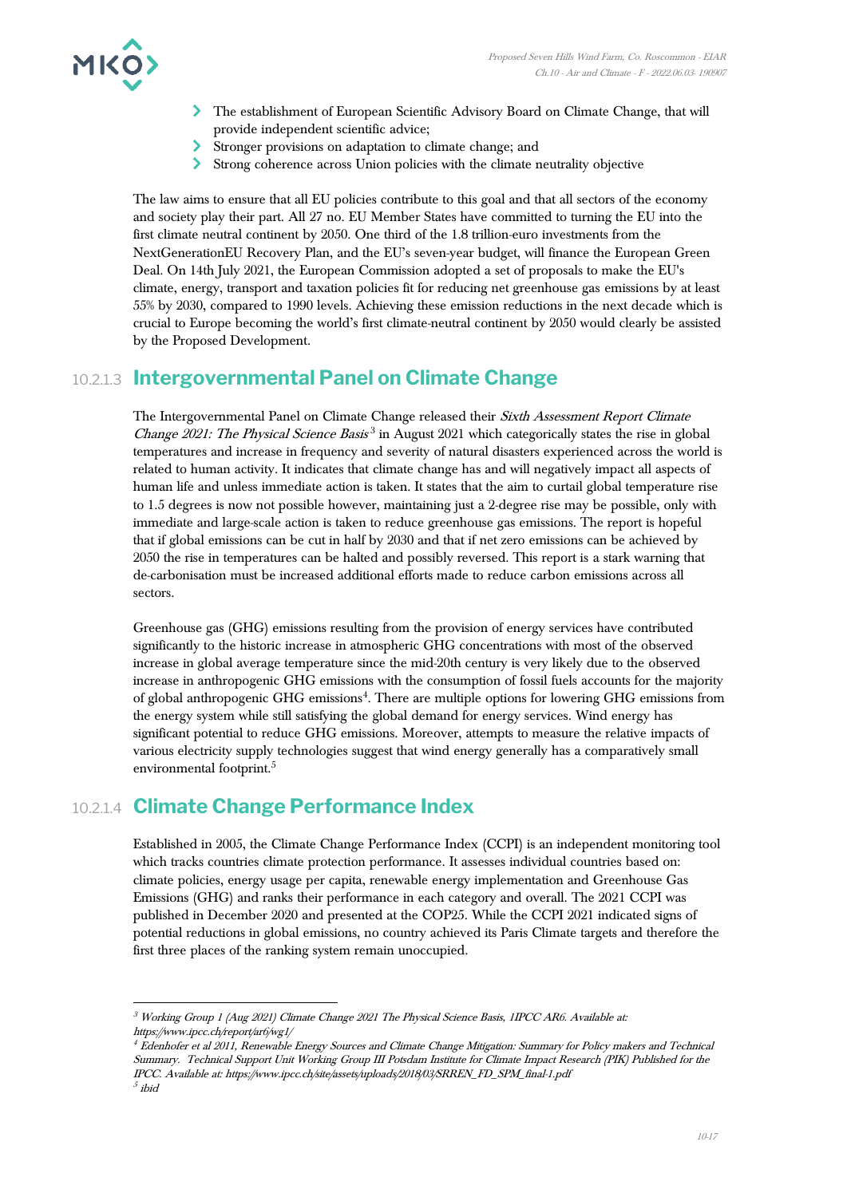- The establishment of European Scientific Advisory Board on Climate Change, that will provide independent scientific advice;
- Stronger provisions on adaptation to climate change; and
- Strong coherence across Union policies with the climate neutrality objective

The law aims to ensure that all EU policies contribute to this goal and that all sectors of the economy and society play their part. All 27 no. EU Member States have committed to turning the EU into the first climate neutral continent by 2050. One third of the 1.8 trillion-euro investments from the NextGenerationEU Recovery Plan, and the EU's seven-year budget, will finance the European Green Deal. On 14th July 2021, the European Commission adopted a set of proposals to make the EU's climate, energy, transport and taxation policies fit for reducing net greenhouse gas emissions by at least 55% by 2030, compared to 1990 levels. Achieving these emission reductions in the next decade which is crucial to Europe becoming the world's first climate-neutral continent by 2050 would clearly be assisted by the Proposed Development.

### 10.2.1.3 Intergovernmental Panel on Climate Change

The Intergovernmental Panel on Climate Change released their *Sixth Assessment Report Climate Change 2021: The Physical Science Basis*[3] in August 2021 which categorically states the rise in global temperatures and increase in frequency and severity of natural disasters experienced across the world is related to human activity. It indicates that climate change has and will negatively impact all aspects of human life and unless immediate action is taken. It states that the aim to curtail global temperature rise to 1.5 degrees is now not possible however, maintaining just a 2-degree rise may be possible, only with immediate and large-scale action is taken to reduce greenhouse gas emissions. The report is hopeful that if global emissions can be cut in half by 2030 and that if net zero emissions can be achieved by 2050 the rise in temperatures can be halted and possibly reversed. This report is a stark warning that de-carbonisation must be increased additional efforts made to reduce carbon emissions across all sectors.

Greenhouse gas (GHG) emissions resulting from the provision of energy services have contributed significantly to the historic increase in atmospheric GHG concentrations with most of the observed increase in global average temperature since the mid-20th century is very likely due to the observed increase in anthropogenic GHG emissions with the consumption of fossil fuels accounts for the majority of global anthropogenic GHG emissions[4]. There are multiple options for lowering GHG emissions from the energy system while still satisfying the global demand for energy services. Wind energy has significant potential to reduce GHG emissions. Moreover, attempts to measure the relative impacts of various electricity supply technologies suggest that wind energy generally has a comparatively small environmental footprint.[5]

### 10.2.1.4 Climate Change Performance Index

Established in 2005, the Climate Change Performance Index (CCPI) is an independent monitoring tool which tracks countries climate protection performance. It assesses individual countries based on: climate policies, energy usage per capita, renewable energy implementation and Greenhouse Gas Emissions (GHG) and ranks their performance in each category and overall. The 2021 CCPI was published in December 2020 and presented at the COP25. While the CCPI 2021 indicated signs of potential reductions in global emissions, no country achieved its Paris Climate targets and therefore the first three places of the ranking system remain unoccupied.

---

[3] *Working Group 1 (Aug 2021) Climate Change 2021 The Physical Science Basis, IIPCC AR6. Available at: https://www.ipcc.ch/report/ar6/wg1/*

[4] *Edenhofer et al 2011, Renewable Energy Sources and Climate Change Mitigation: Summary for Policy makers and Technical Summary. Technical Support Unit Working Group III Potsdam Institute for Climate Impact Research (PIK) Published for the IPCC. Available at: https://www.ipcc.ch/site/assets/uploads/2018/03/SRREN_FD_SPM_final-1.pdf*

[5] *ibid*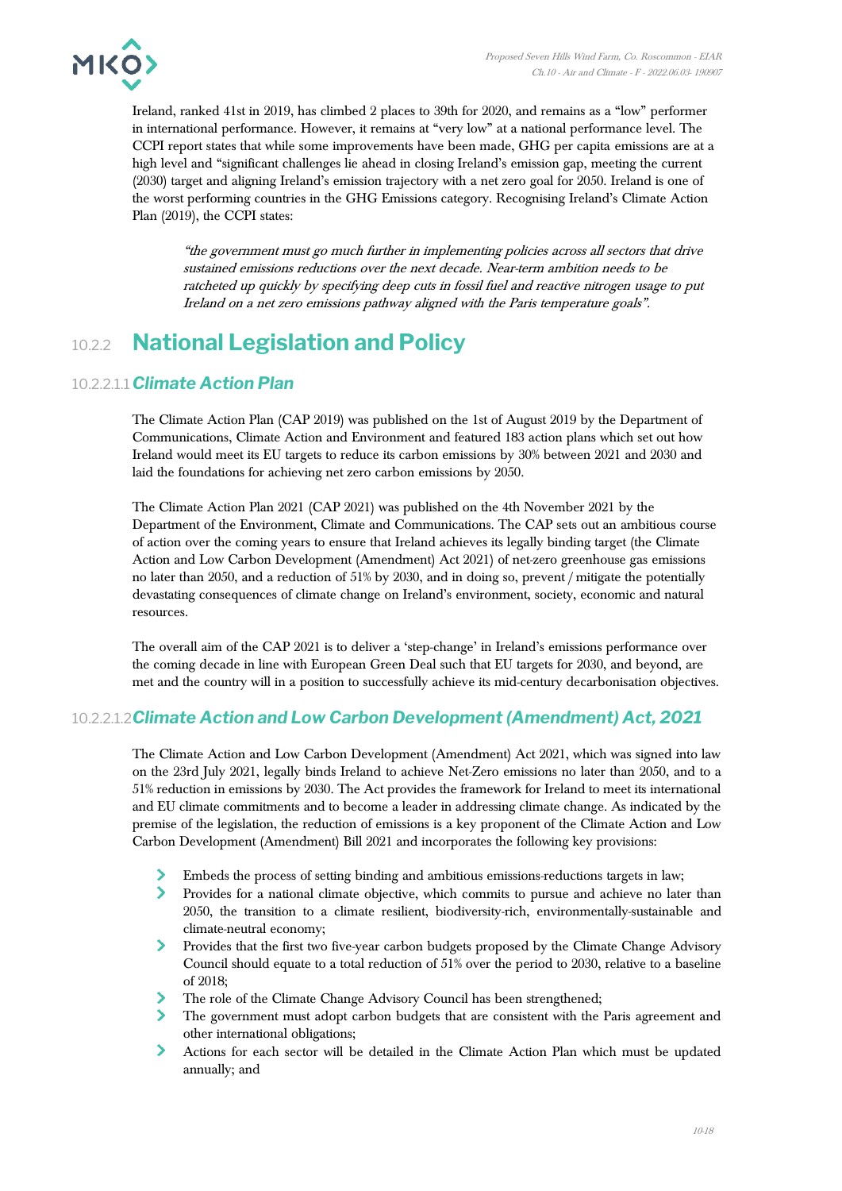Ireland, ranked 41st in 2019, has climbed 2 places to 39th for 2020, and remains as a "low" performer in international performance. However, it remains at "very low" at a national performance level. The CCPI report states that while some improvements have been made, GHG per capita emissions are at a high level and "significant challenges lie ahead in closing Ireland's emission gap, meeting the current (2030) target and aligning Ireland's emission trajectory with a net zero goal for 2050. Ireland is one of the worst performing countries in the GHG Emissions category. Recognising Ireland's Climate Action Plan (2019), the CCPI states:

> *"the government must go much further in implementing policies across all sectors that drive sustained emissions reductions over the next decade. Near-term ambition needs to be ratcheted up quickly by specifying deep cuts in fossil fuel and reactive nitrogen usage to put Ireland on a net zero emissions pathway aligned with the Paris temperature goals".*

## 10.2.2 National Legislation and Policy

### 10.2.2.1.1 *Climate Action Plan*

The Climate Action Plan (CAP 2019) was published on the 1st of August 2019 by the Department of Communications, Climate Action and Environment and featured 183 action plans which set out how Ireland would meet its EU targets to reduce its carbon emissions by 30% between 2021 and 2030 and laid the foundations for achieving net zero carbon emissions by 2050.

The Climate Action Plan 2021 (CAP 2021) was published on the 4th November 2021 by the Department of the Environment, Climate and Communications. The CAP sets out an ambitious course of action over the coming years to ensure that Ireland achieves its legally binding target (the Climate Action and Low Carbon Development (Amendment) Act 2021) of net-zero greenhouse gas emissions no later than 2050, and a reduction of 51% by 2030, and in doing so, prevent / mitigate the potentially devastating consequences of climate change on Ireland's environment, society, economic and natural resources.

The overall aim of the CAP 2021 is to deliver a 'step-change' in Ireland's emissions performance over the coming decade in line with European Green Deal such that EU targets for 2030, and beyond, are met and the country will in a position to successfully achieve its mid-century decarbonisation objectives.

### 10.2.2.1.2 *Climate Action and Low Carbon Development (Amendment) Act, 2021*

The Climate Action and Low Carbon Development (Amendment) Act 2021, which was signed into law on the 23rd July 2021, legally binds Ireland to achieve Net-Zero emissions no later than 2050, and to a 51% reduction in emissions by 2030. The Act provides the framework for Ireland to meet its international and EU climate commitments and to become a leader in addressing climate change. As indicated by the premise of the legislation, the reduction of emissions is a key proponent of the Climate Action and Low Carbon Development (Amendment) Bill 2021 and incorporates the following key provisions:

- Embeds the process of setting binding and ambitious emissions-reductions targets in law;
- Provides for a national climate objective, which commits to pursue and achieve no later than 2050, the transition to a climate resilient, biodiversity-rich, environmentally-sustainable and climate-neutral economy;
- Provides that the first two five-year carbon budgets proposed by the Climate Change Advisory Council should equate to a total reduction of 51% over the period to 2030, relative to a baseline of 2018;
- The role of the Climate Change Advisory Council has been strengthened;
- The government must adopt carbon budgets that are consistent with the Paris agreement and other international obligations;
- Actions for each sector will be detailed in the Climate Action Plan which must be updated annually; and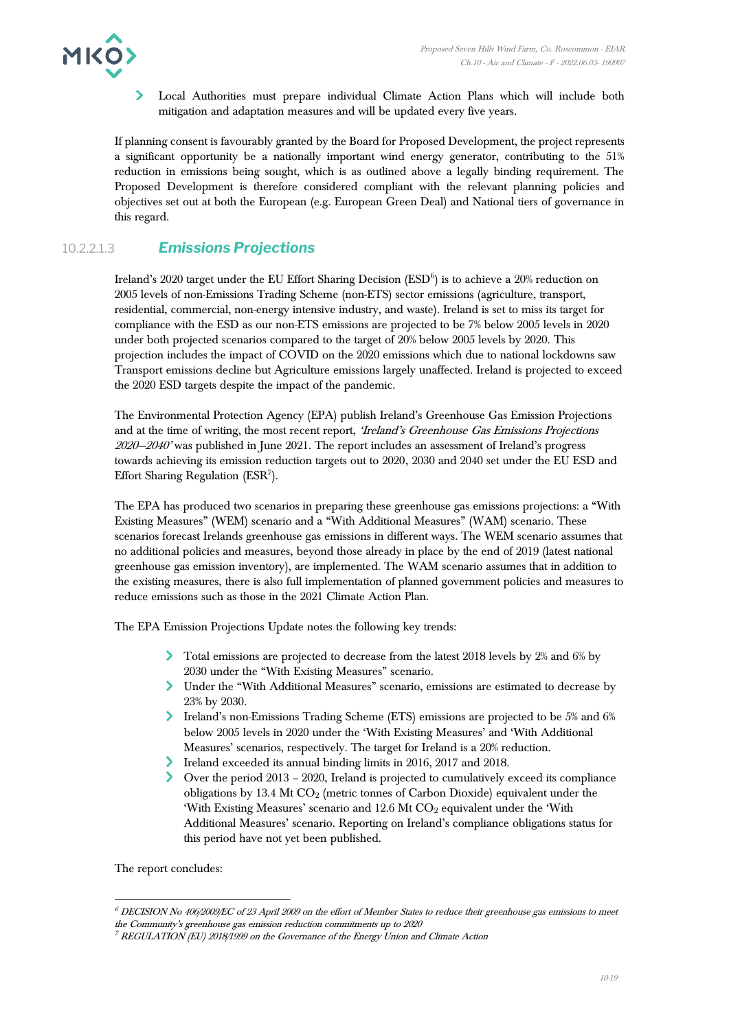- Local Authorities must prepare individual Climate Action Plans which will include both mitigation and adaptation measures and will be updated every five years.

If planning consent is favourably granted by the Board for Proposed Development, the project represents a significant opportunity be a nationally important wind energy generator, contributing to the 51% reduction in emissions being sought, which is as outlined above a legally binding requirement. The Proposed Development is therefore considered compliant with the relevant planning policies and objectives set out at both the European (e.g. European Green Deal) and National tiers of governance in this regard.

#### 10.2.2.1.3 *Emissions Projections*

Ireland's 2020 target under the EU Effort Sharing Decision (ESD[6]) is to achieve a 20% reduction on 2005 levels of non-Emissions Trading Scheme (non-ETS) sector emissions (agriculture, transport, residential, commercial, non-energy intensive industry, and waste). Ireland is set to miss its target for compliance with the ESD as our non-ETS emissions are projected to be 7% below 2005 levels in 2020 under both projected scenarios compared to the target of 20% below 2005 levels by 2020. This projection includes the impact of COVID on the 2020 emissions which due to national lockdowns saw Transport emissions decline but Agriculture emissions largely unaffected. Ireland is projected to exceed the 2020 ESD targets despite the impact of the pandemic.

The Environmental Protection Agency (EPA) publish Ireland's Greenhouse Gas Emission Projections and at the time of writing, the most recent report, *'Ireland's Greenhouse Gas Emissions Projections 2020–2040'* was published in June 2021. The report includes an assessment of Ireland's progress towards achieving its emission reduction targets out to 2020, 2030 and 2040 set under the EU ESD and Effort Sharing Regulation (ESR[7]).

The EPA has produced two scenarios in preparing these greenhouse gas emissions projections: a "With Existing Measures" (WEM) scenario and a "With Additional Measures" (WAM) scenario. These scenarios forecast Irelands greenhouse gas emissions in different ways. The WEM scenario assumes that no additional policies and measures, beyond those already in place by the end of 2019 (latest national greenhouse gas emission inventory), are implemented. The WAM scenario assumes that in addition to the existing measures, there is also full implementation of planned government policies and measures to reduce emissions such as those in the 2021 Climate Action Plan.

The EPA Emission Projections Update notes the following key trends:

- Total emissions are projected to decrease from the latest 2018 levels by 2% and 6% by 2030 under the "With Existing Measures" scenario.
- Under the "With Additional Measures" scenario, emissions are estimated to decrease by 23% by 2030.
- Ireland's non-Emissions Trading Scheme (ETS) emissions are projected to be 5% and 6% below 2005 levels in 2020 under the 'With Existing Measures' and 'With Additional Measures' scenarios, respectively. The target for Ireland is a 20% reduction.
- Ireland exceeded its annual binding limits in 2016, 2017 and 2018.
- Over the period 2013 – 2020, Ireland is projected to cumulatively exceed its compliance obligations by 13.4 Mt $CO_2$ (metric tonnes of Carbon Dioxide) equivalent under the 'With Existing Measures' scenario and 12.6 Mt $CO_2$ equivalent under the 'With Additional Measures' scenario. Reporting on Ireland's compliance obligations status for this period have not yet been published.

The report concludes:

---

[6] *DECISION No 406/2009/EC of 23 April 2009 on the effort of Member States to reduce their greenhouse gas emissions to meet the Community's greenhouse gas emission reduction commitments up to 2020*

[7] *REGULATION (EU) 2018/1999 on the Governance of the Energy Union and Climate Action*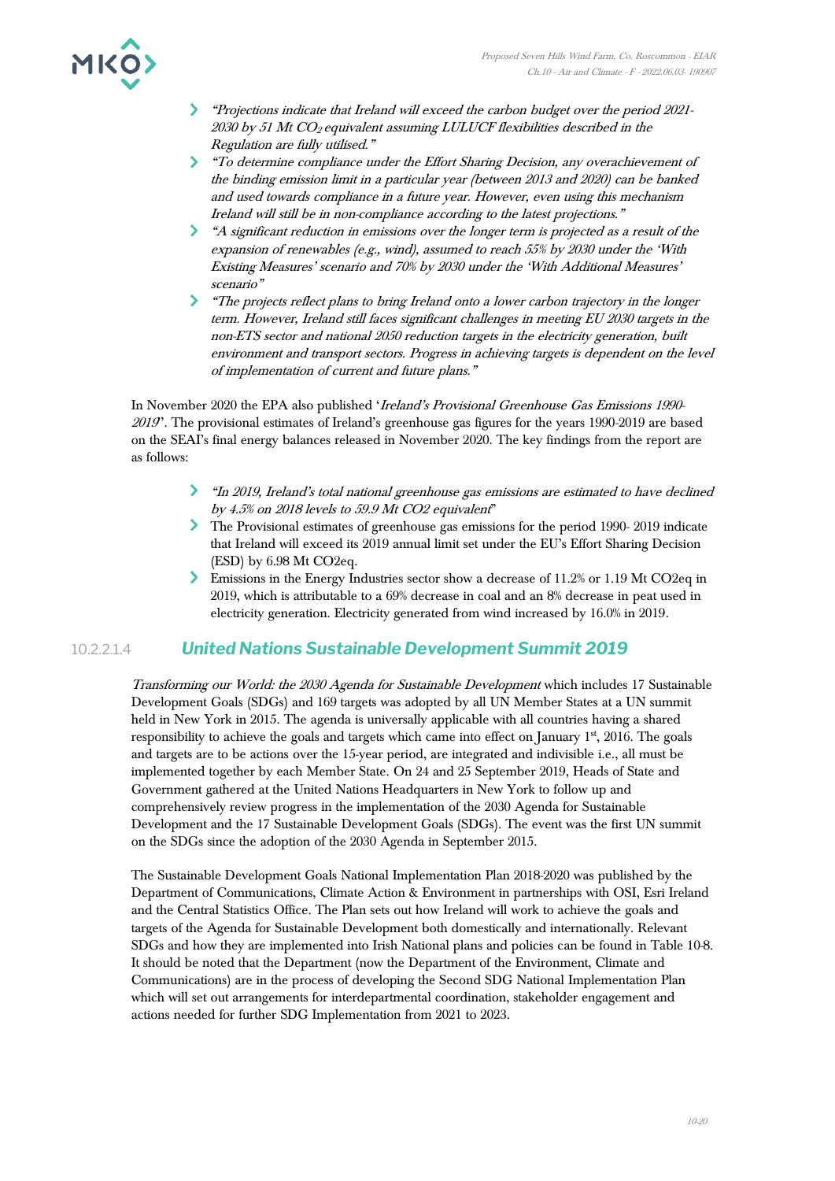- *"Projections indicate that Ireland will exceed the carbon budget over the period 2021-2030 by 51 Mt $CO_2$ equivalent assuming LULUCF flexibilities described in the Regulation are fully utilised."*
- *"To determine compliance under the Effort Sharing Decision, any overachievement of the binding emission limit in a particular year (between 2013 and 2020) can be banked and used towards compliance in a future year. However, even using this mechanism Ireland will still be in non-compliance according to the latest projections."*
- *"A significant reduction in emissions over the longer term is projected as a result of the expansion of renewables (e.g., wind), assumed to reach 55% by 2030 under the 'With Existing Measures' scenario and 70% by 2030 under the 'With Additional Measures' scenario"*
- *"The projects reflect plans to bring Ireland onto a lower carbon trajectory in the longer term. However, Ireland still faces significant challenges in meeting EU 2030 targets in the non-ETS sector and national 2050 reduction targets in the electricity generation, built environment and transport sectors. Progress in achieving targets is dependent on the level of implementation of current and future plans."*

In November 2020 the EPA also published '*Ireland's Provisional Greenhouse Gas Emissions 1990-2019*'. The provisional estimates of Ireland's greenhouse gas figures for the years 1990-2019 are based on the SEAI's final energy balances released in November 2020. The key findings from the report are as follows:

- *"In 2019, Ireland's total national greenhouse gas emissions are estimated to have declined by 4.5% on 2018 levels to 59.9 Mt CO2 equivalent"*
- The Provisional estimates of greenhouse gas emissions for the period 1990- 2019 indicate that Ireland will exceed its 2019 annual limit set under the EU's Effort Sharing Decision (ESD) by 6.98 Mt CO2eq.
- Emissions in the Energy Industries sector show a decrease of 11.2% or 1.19 Mt CO2eq in 2019, which is attributable to a 69% decrease in coal and an 8% decrease in peat used in electricity generation. Electricity generated from wind increased by 16.0% in 2019.

#### 10.2.2.1.4 United Nations Sustainable Development Summit 2019

*Transforming our World: the 2030 Agenda for Sustainable Development* which includes 17 Sustainable Development Goals (SDGs) and 169 targets was adopted by all UN Member States at a UN summit held in New York in 2015. The agenda is universally applicable with all countries having a shared responsibility to achieve the goals and targets which came into effect on January 1st, 2016. The goals and targets are to be actions over the 15-year period, are integrated and indivisible i.e., all must be implemented together by each Member State. On 24 and 25 September 2019, Heads of State and Government gathered at the United Nations Headquarters in New York to follow up and comprehensively review progress in the implementation of the 2030 Agenda for Sustainable Development and the 17 Sustainable Development Goals (SDGs). The event was the first UN summit on the SDGs since the adoption of the 2030 Agenda in September 2015.

The Sustainable Development Goals National Implementation Plan 2018-2020 was published by the Department of Communications, Climate Action & Environment in partnerships with OSI, Esri Ireland and the Central Statistics Office. The Plan sets out how Ireland will work to achieve the goals and targets of the Agenda for Sustainable Development both domestically and internationally. Relevant SDGs and how they are implemented into Irish National plans and policies can be found in Table 10-8. It should be noted that the Department (now the Department of the Environment, Climate and Communications) are in the process of developing the Second SDG National Implementation Plan which will set out arrangements for interdepartmental coordination, stakeholder engagement and actions needed for further SDG Implementation from 2021 to 2023.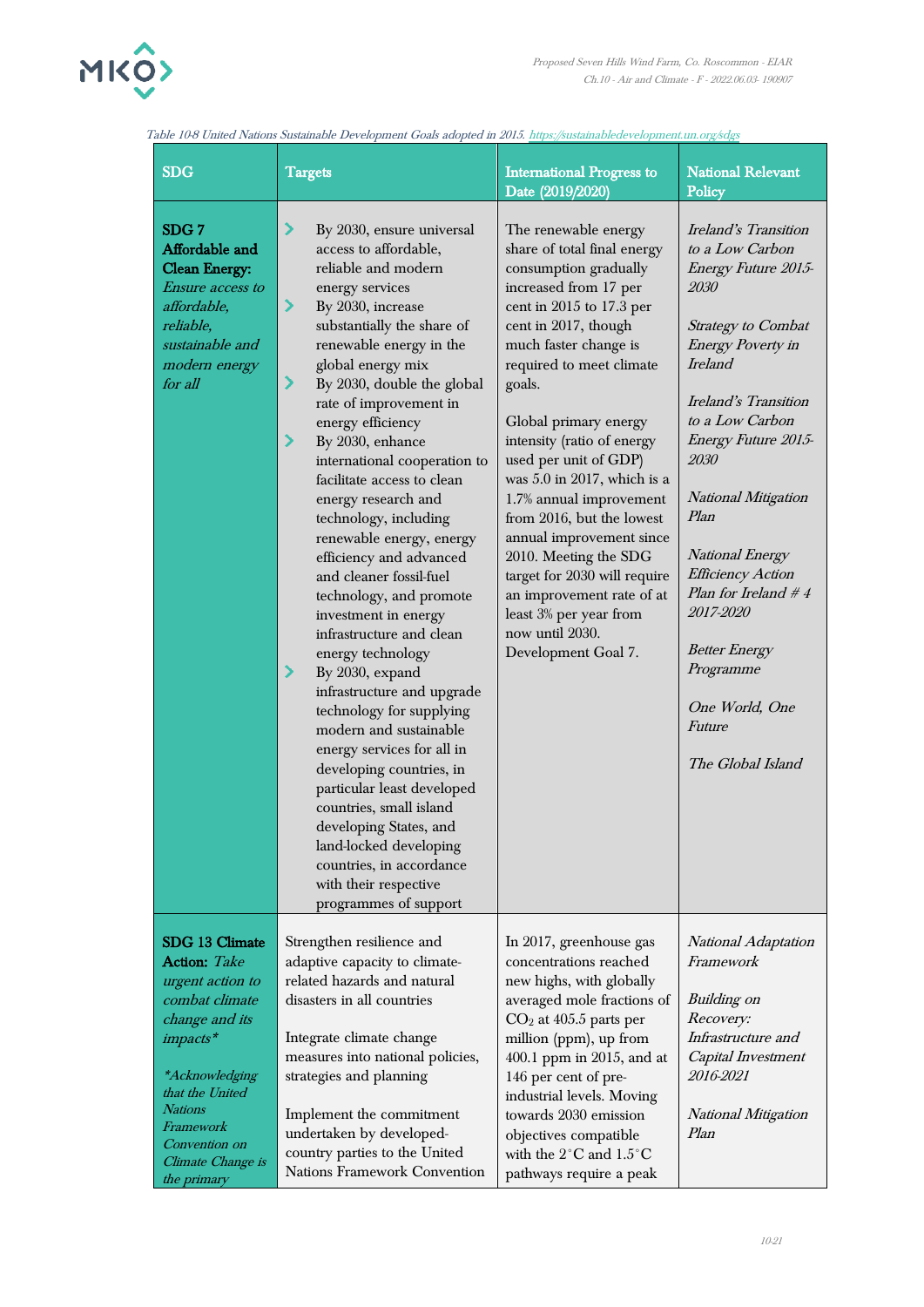*Table 10-8 United Nations Sustainable Development Goals adopted in 2015. https://sustainabledevelopment.un.org/sdgs*

| SDG | Targets | International Progress to Date (2019/2020) | National Relevant Policy |
|---|---|---|---|
| **SDG 7 Affordable and Clean Energy:** *Ensure access to affordable, reliable, sustainable and modern energy for all* | - By 2030, ensure universal access to affordable, reliable and modern energy services<br>- By 2030, increase substantially the share of renewable energy in the global energy mix<br>- By 2030, double the global rate of improvement in energy efficiency<br>- By 2030, enhance international cooperation to facilitate access to clean energy research and technology, including renewable energy, energy efficiency and advanced and cleaner fossil-fuel technology, and promote investment in energy infrastructure and clean energy technology<br>- By 2030, expand infrastructure and upgrade technology for supplying modern and sustainable energy services for all in developing countries, in particular least developed countries, small island developing States, and land-locked developing countries, in accordance with their respective programmes of support | The renewable energy share of total final energy consumption gradually increased from 17 per cent in 2015 to 17.3 per cent in 2017, though much faster change is required to meet climate goals.<br><br>Global primary energy intensity (ratio of energy used per unit of GDP) was 5.0 in 2017, which is a 1.7% annual improvement from 2016, but the lowest annual improvement since 2010. Meeting the SDG target for 2030 will require an improvement rate of at least 3% per year from now until 2030. Development Goal 7. | *Ireland's Transition to a Low Carbon Energy Future 2015-2030*<br><br>*Strategy to Combat Energy Poverty in Ireland*<br><br>*Ireland's Transition to a Low Carbon Energy Future 2015-2030*<br><br>*National Mitigation Plan*<br><br>*National Energy Efficiency Action Plan for Ireland # 4 2017-2020*<br><br>*Better Energy Programme*<br><br>*One World, One Future*<br><br>*The Global Island* |
| **SDG 13 Climate Action:** *Take urgent action to combat climate change and its impacts**<br><br>**Acknowledging that the United Nations Framework Convention on Climate Change is the primary* | Strengthen resilience and adaptive capacity to climate-related hazards and natural disasters in all countries<br><br>Integrate climate change measures into national policies, strategies and planning<br><br>Implement the commitment undertaken by developed-country parties to the United Nations Framework Convention | In 2017, greenhouse gas concentrations reached new highs, with globally averaged mole fractions of $CO_2$ at 405.5 parts per million (ppm), up from 400.1 ppm in 2015, and at 146 per cent of pre-industrial levels. Moving towards 2030 emission objectives compatible with the 2°C and 1.5°C pathways require a peak | *National Adaptation Framework*<br><br>*Building on Recovery: Infrastructure and Capital Investment 2016-2021*<br><br>*National Mitigation Plan* |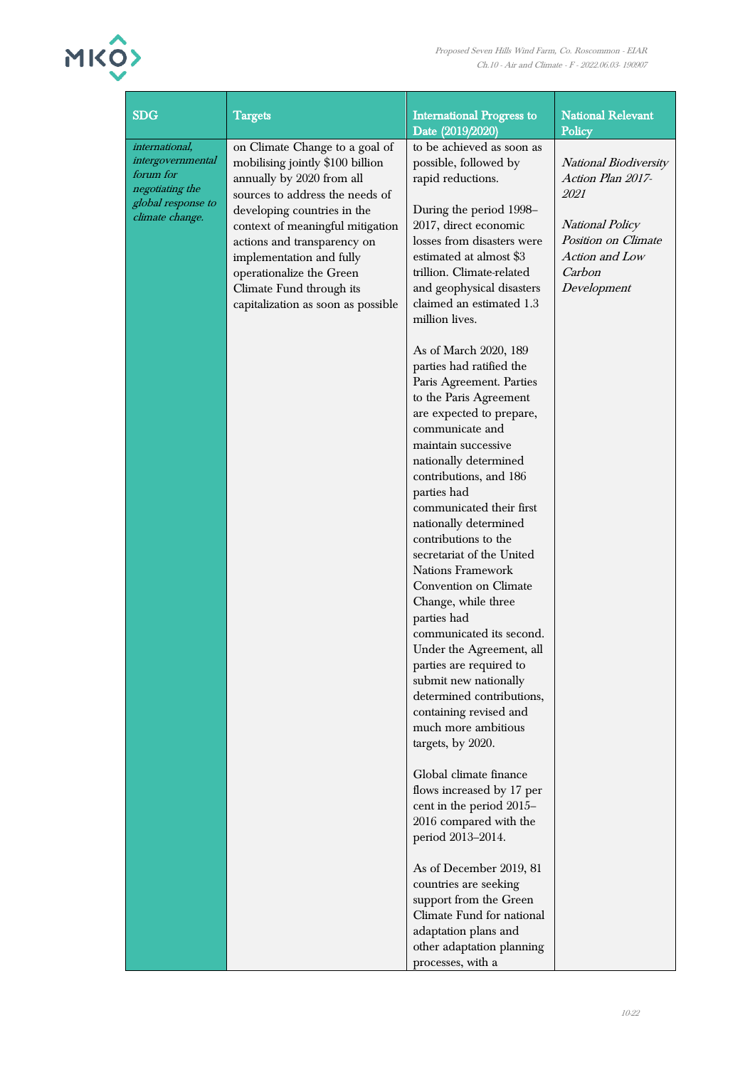| SDG | Targets | International Progress to Date (2019/2020) | National Relevant Policy |
|---|---|---|---|
| *international, intergovernmental forum for negotiating the global response to climate change.* | on Climate Change to a goal of mobilising jointly $100 billion annually by 2020 from all sources to address the needs of developing countries in the context of meaningful mitigation actions and transparency on implementation and fully operationalize the Green Climate Fund through its capitalization as soon as possible | to be achieved as soon as possible, followed by rapid reductions.<br><br>During the period 1998–2017, direct economic losses from disasters were estimated at almost $3 trillion. Climate-related and geophysical disasters claimed an estimated 1.3 million lives.<br><br>As of March 2020, 189 parties had ratified the Paris Agreement. Parties to the Paris Agreement are expected to prepare, communicate and maintain successive nationally determined contributions, and 186 parties had communicated their first nationally determined contributions to the secretariat of the United Nations Framework Convention on Climate Change, while three parties had communicated its second. Under the Agreement, all parties are required to submit new nationally determined contributions, containing revised and much more ambitious targets, by 2020.<br><br>Global climate finance flows increased by 17 per cent in the period 2015–2016 compared with the period 2013–2014.<br><br>As of December 2019, 81 countries are seeking support from the Green Climate Fund for national adaptation plans and other adaptation planning processes, with a | *National Biodiversity Action Plan 2017-2021*<br><br>*National Policy Position on Climate Action and Low Carbon Development* |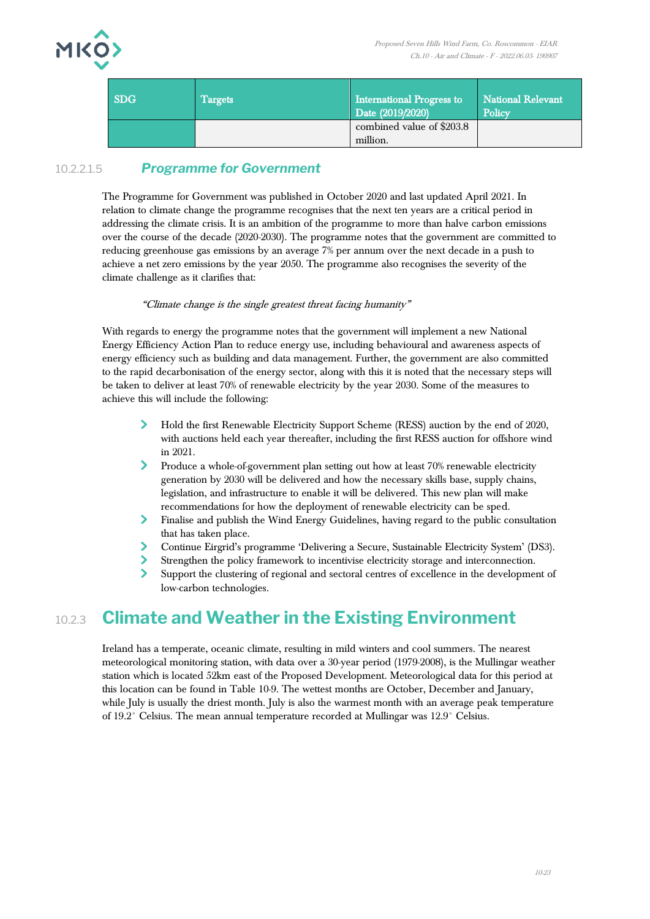| SDG | Targets | International Progress to Date (2019/2020) | National Relevant Policy |
|---|---|---|---|
| | | combined value of $203.8 million. | |

#### 10.2.2.1.5 *Programme for Government*

The Programme for Government was published in October 2020 and last updated April 2021. In relation to climate change the programme recognises that the next ten years are a critical period in addressing the climate crisis. It is an ambition of the programme to more than halve carbon emissions over the course of the decade (2020-2030). The programme notes that the government are committed to reducing greenhouse gas emissions by an average 7% per annum over the next decade in a push to achieve a net zero emissions by the year 2050. The programme also recognises the severity of the climate challenge as it clarifies that:

> *"Climate change is the single greatest threat facing humanity"*

With regards to energy the programme notes that the government will implement a new National Energy Efficiency Action Plan to reduce energy use, including behavioural and awareness aspects of energy efficiency such as building and data management. Further, the government are also committed to the rapid decarbonisation of the energy sector, along with this it is noted that the necessary steps will be taken to deliver at least 70% of renewable electricity by the year 2030. Some of the measures to achieve this will include the following:

- Hold the first Renewable Electricity Support Scheme (RESS) auction by the end of 2020, with auctions held each year thereafter, including the first RESS auction for offshore wind in 2021.
- Produce a whole-of-government plan setting out how at least 70% renewable electricity generation by 2030 will be delivered and how the necessary skills base, supply chains, legislation, and infrastructure to enable it will be delivered. This new plan will make recommendations for how the deployment of renewable electricity can be sped.
- Finalise and publish the Wind Energy Guidelines, having regard to the public consultation that has taken place.
- Continue Eirgrid's programme 'Delivering a Secure, Sustainable Electricity System' (DS3).
- Strengthen the policy framework to incentivise electricity storage and interconnection.
- Support the clustering of regional and sectoral centres of excellence in the development of low-carbon technologies.

## 10.2.3 Climate and Weather in the Existing Environment

Ireland has a temperate, oceanic climate, resulting in mild winters and cool summers. The nearest meteorological monitoring station, with data over a 30-year period (1979-2008), is the Mullingar weather station which is located 52km east of the Proposed Development. Meteorological data for this period at this location can be found in Table 10-9. The wettest months are October, December and January, while July is usually the driest month. July is also the warmest month with an average peak temperature of 19.2° Celsius. The mean annual temperature recorded at Mullingar was 12.9° Celsius.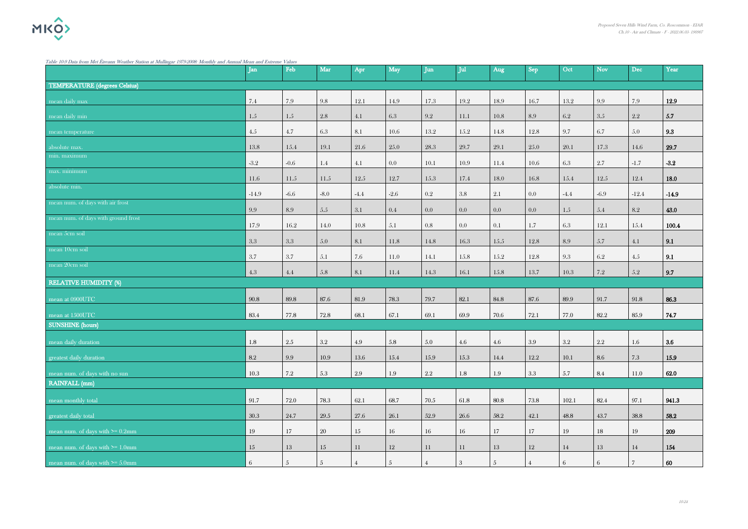*Table 10-9 Data from Met Éireann Weather Station at Mullingar 1979-2008: Monthly and Annual Mean and Extreme Values*

| | Jan | Feb | Mar | Apr | May | Jun | Jul | Aug | Sep | Oct | Nov | Dec | Year |
|---|---|---|---|---|---|---|---|---|---|---|---|---|---|
| **TEMPERATURE (degrees Celsius)** | | | | | | | | | | | | | |
| mean daily max | 7.4 | 7.9 | 9.8 | 12.1 | 14.9 | 17.3 | 19.2 | 18.9 | 16.7 | 13.2 | 9.9 | 7.9 | **12.9** |
| mean daily min | 1.5 | 1.5 | 2.8 | 4.1 | 6.3 | 9.2 | 11.1 | 10.8 | 8.9 | 6.2 | 3.5 | 2.2 | **5.7** |
| mean temperature | 4.5 | 4.7 | 6.3 | 8.1 | 10.6 | 13.2 | 15.2 | 14.8 | 12.8 | 9.7 | 6.7 | 5.0 | **9.3** |
| absolute max. | 13.8 | 15.4 | 19.1 | 21.6 | 25.0 | 28.3 | 29.7 | 29.1 | 25.0 | 20.1 | 17.3 | 14.6 | **29.7** |
| min. maximum | -3.2 | -0.6 | 1.4 | 4.1 | 0.0 | 10.1 | 10.9 | 11.4 | 10.6 | 6.3 | 2.7 | -1.7 | **-3.2** |
| max. minimum | 11.6 | 11.5 | 11.5 | 12.5 | 12.7 | 15.3 | 17.4 | 18.0 | 16.8 | 15.4 | 12.5 | 12.4 | **18.0** |
| absolute min. | -14.9 | -6.6 | -8.0 | -4.4 | -2.6 | 0.2 | 3.8 | 2.1 | 0.0 | -4.4 | -6.9 | -12.4 | **-14.9** |
| mean num. of days with air frost | 9.9 | 8.9 | 5.5 | 3.1 | 0.4 | 0.0 | 0.0 | 0.0 | 0.0 | 1.5 | 5.4 | 8.2 | **43.0** |
| mean num. of days with ground frost | 17.9 | 16.2 | 14.0 | 10.8 | 5.1 | 0.8 | 0.0 | 0.1 | 1.7 | 6.3 | 12.1 | 15.4 | **100.4** |
| mean 5cm soil | 3.3 | 3.3 | 5.0 | 8.1 | 11.8 | 14.8 | 16.3 | 15.5 | 12.8 | 8.9 | 5.7 | 4.1 | **9.1** |
| mean 10cm soil | 3.7 | 3.7 | 5.1 | 7.6 | 11.0 | 14.1 | 15.8 | 15.2 | 12.8 | 9.3 | 6.2 | 4.5 | **9.1** |
| mean 20cm soil | 4.3 | 4.4 | 5.8 | 8.1 | 11.4 | 14.3 | 16.1 | 15.8 | 13.7 | 10.3 | 7.2 | 5.2 | **9.7** |
| **RELATIVE HUMIDITY (%)** | | | | | | | | | | | | | |
| mean at 0900UTC | 90.8 | 89.8 | 87.6 | 81.9 | 78.3 | 79.7 | 82.1 | 84.8 | 87.6 | 89.9 | 91.7 | 91.8 | **86.3** |
| mean at 1500UTC | 83.4 | 77.8 | 72.8 | 68.1 | 67.1 | 69.1 | 69.9 | 70.6 | 72.1 | 77.0 | 82.2 | 85.9 | **74.7** |
| **SUNSHINE (hours)** | | | | | | | | | | | | | |
| mean daily duration | 1.8 | 2.5 | 3.2 | 4.9 | 5.8 | 5.0 | 4.6 | 4.6 | 3.9 | 3.2 | 2.2 | 1.6 | **3.6** |
| greatest daily duration | 8.2 | 9.9 | 10.9 | 13.6 | 15.4 | 15.9 | 15.3 | 14.4 | 12.2 | 10.1 | 8.6 | 7.3 | **15.9** |
| mean num. of days with no sun | 10.3 | 7.2 | 5.3 | 2.9 | 1.9 | 2.2 | 1.8 | 1.9 | 3.3 | 5.7 | 8.4 | 11.0 | **62.0** |
| **RAINFALL (mm)** | | | | | | | | | | | | | |
| mean monthly total | 91.7 | 72.0 | 78.3 | 62.1 | 68.7 | 70.5 | 61.8 | 80.8 | 73.8 | 102.1 | 82.4 | 97.1 | **941.3** |
| greatest daily total | 30.3 | 24.7 | 29.5 | 27.6 | 26.1 | 52.9 | 26.6 | 58.2 | 42.1 | 48.8 | 43.7 | 38.8 | **58.2** |
| mean num. of days with >= 0.2mm | 19 | 17 | 20 | 15 | 16 | 16 | 16 | 17 | 17 | 19 | 18 | 19 | **209** |
| mean num. of days with >= 1.0mm | 15 | 13 | 15 | 11 | 12 | 11 | 11 | 13 | 12 | 14 | 13 | 14 | **154** |
| mean num. of days with >= 5.0mm | 6 | 5 | 5 | 4 | 5 | 4 | 3 | 5 | 4 | 6 | 6 | 7 | **60** |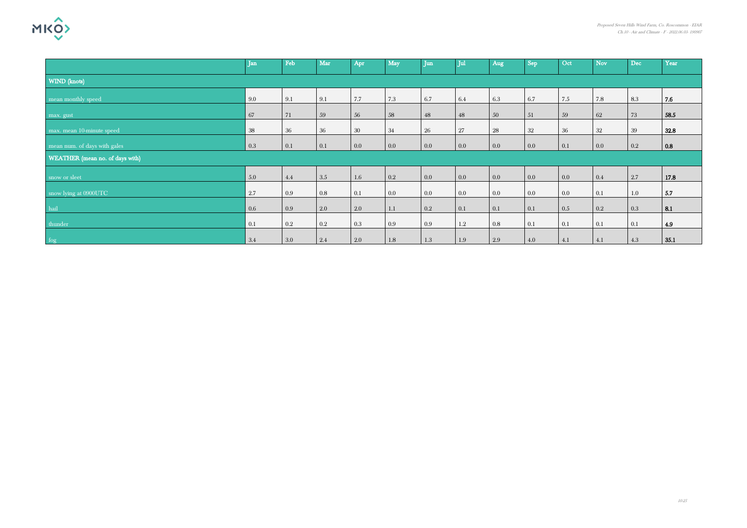| | Jan | Feb | Mar | Apr | May | Jun | Jul | Aug | Sep | Oct | Nov | Dec | Year |
|---|---|---|---|---|---|---|---|---|---|---|---|---|---|
| WIND (knots) | | | | | | | | | | | | | |
| mean monthly speed | 9.0 | 9.1 | 9.1 | 7.7 | 7.3 | 6.7 | 6.4 | 6.3 | 6.7 | 7.5 | 7.8 | 8.3 | **7.6** |
| max. gust | 67 | 71 | 59 | 56 | 58 | 48 | 48 | 50 | 51 | 59 | 62 | 73 | **58.5** |
| max. mean 10-minute speed | 38 | 36 | 36 | 30 | 34 | 26 | 27 | 28 | 32 | 36 | 32 | 39 | **32.8** |
| mean num. of days with gales | 0.3 | 0.1 | 0.1 | 0.0 | 0.0 | 0.0 | 0.0 | 0.0 | 0.0 | 0.1 | 0.0 | 0.2 | **0.8** |
| WEATHER (mean no. of days with) | | | | | | | | | | | | | |
| snow or sleet | 5.0 | 4.4 | 3.5 | 1.6 | 0.2 | 0.0 | 0.0 | 0.0 | 0.0 | 0.0 | 0.4 | 2.7 | **17.8** |
| snow lying at 0900UTC | 2.7 | 0.9 | 0.8 | 0.1 | 0.0 | 0.0 | 0.0 | 0.0 | 0.0 | 0.0 | 0.1 | 1.0 | **5.7** |
| hail | 0.6 | 0.9 | 2.0 | 2.0 | 1.1 | 0.2 | 0.1 | 0.1 | 0.1 | 0.5 | 0.2 | 0.3 | **8.1** |
| thunder | 0.1 | 0.2 | 0.2 | 0.3 | 0.9 | 0.9 | 1.2 | 0.8 | 0.1 | 0.1 | 0.1 | 0.1 | **4.9** |
| fog | 3.4 | 3.0 | 2.4 | 2.0 | 1.8 | 1.3 | 1.9 | 2.9 | 4.0 | 4.1 | 4.1 | 4.3 | **35.1** |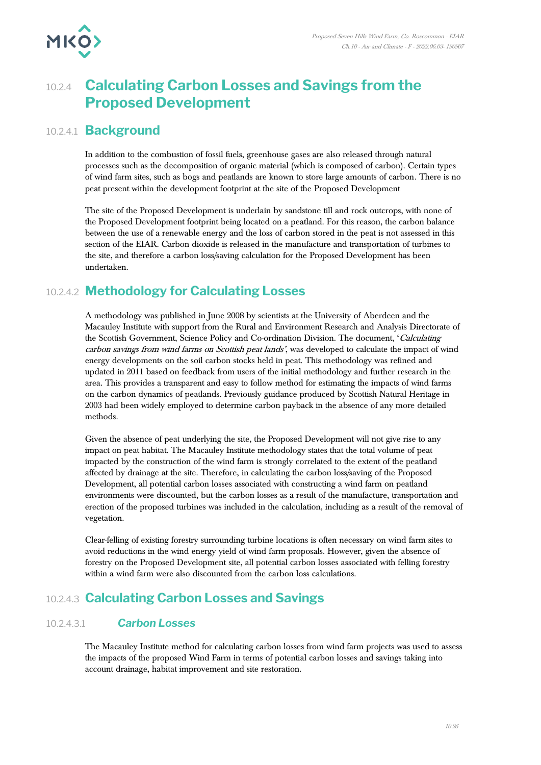## 10.2.4 Calculating Carbon Losses and Savings from the Proposed Development

### 10.2.4.1 Background

In addition to the combustion of fossil fuels, greenhouse gases are also released through natural processes such as the decomposition of organic material (which is composed of carbon). Certain types of wind farm sites, such as bogs and peatlands are known to store large amounts of carbon. There is no peat present within the development footprint at the site of the Proposed Development

The site of the Proposed Development is underlain by sandstone till and rock outcrops, with none of the Proposed Development footprint being located on a peatland. For this reason, the carbon balance between the use of a renewable energy and the loss of carbon stored in the peat is not assessed in this section of the EIAR. Carbon dioxide is released in the manufacture and transportation of turbines to the site, and therefore a carbon loss/saving calculation for the Proposed Development has been undertaken.

### 10.2.4.2 Methodology for Calculating Losses

A methodology was published in June 2008 by scientists at the University of Aberdeen and the Macauley Institute with support from the Rural and Environment Research and Analysis Directorate of the Scottish Government, Science Policy and Co-ordination Division. The document, '*Calculating carbon savings from wind farms on Scottish peat lands*', was developed to calculate the impact of wind energy developments on the soil carbon stocks held in peat. This methodology was refined and updated in 2011 based on feedback from users of the initial methodology and further research in the area. This provides a transparent and easy to follow method for estimating the impacts of wind farms on the carbon dynamics of peatlands. Previously guidance produced by Scottish Natural Heritage in 2003 had been widely employed to determine carbon payback in the absence of any more detailed methods.

Given the absence of peat underlying the site, the Proposed Development will not give rise to any impact on peat habitat. The Macauley Institute methodology states that the total volume of peat impacted by the construction of the wind farm is strongly correlated to the extent of the peatland affected by drainage at the site. Therefore, in calculating the carbon loss/saving of the Proposed Development, all potential carbon losses associated with constructing a wind farm on peatland environments were discounted, but the carbon losses as a result of the manufacture, transportation and erection of the proposed turbines was included in the calculation, including as a result of the removal of vegetation.

Clear-felling of existing forestry surrounding turbine locations is often necessary on wind farm sites to avoid reductions in the wind energy yield of wind farm proposals. However, given the absence of forestry on the Proposed Development site, all potential carbon losses associated with felling forestry within a wind farm were also discounted from the carbon loss calculations.

### 10.2.4.3 Calculating Carbon Losses and Savings

#### 10.2.4.3.1 *Carbon Losses*

The Macauley Institute method for calculating carbon losses from wind farm projects was used to assess the impacts of the proposed Wind Farm in terms of potential carbon losses and savings taking into account drainage, habitat improvement and site restoration.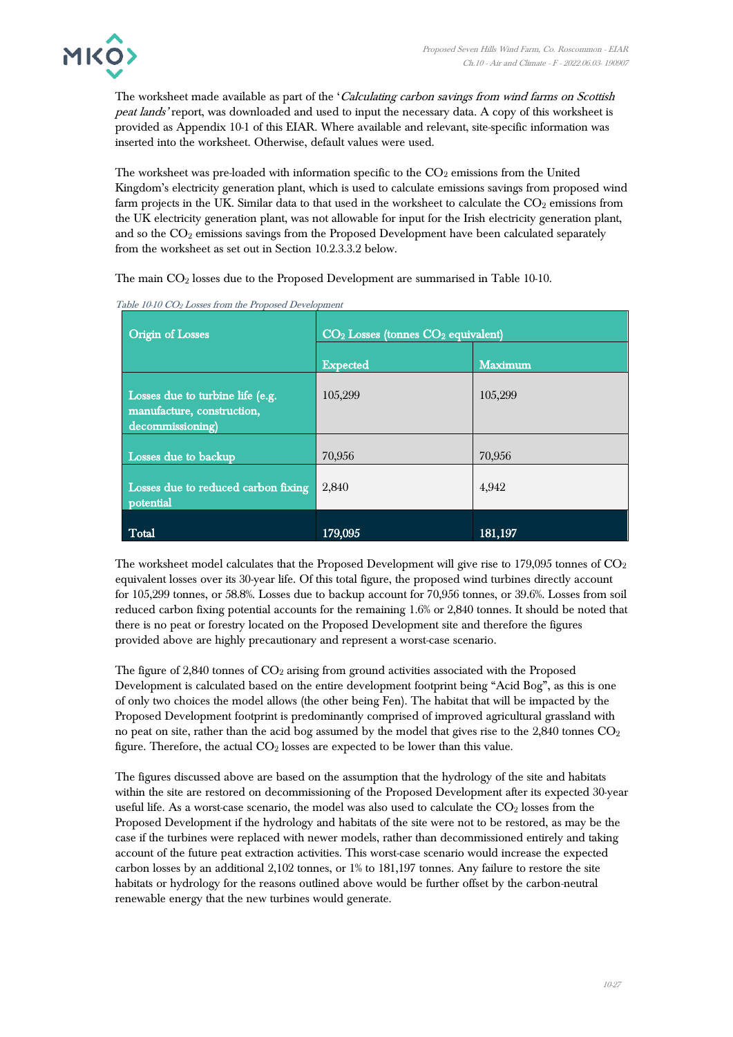The worksheet made available as part of the '*Calculating carbon savings from wind farms on Scottish peat lands*' report, was downloaded and used to input the necessary data. A copy of this worksheet is provided as Appendix 10-1 of this EIAR. Where available and relevant, site-specific information was inserted into the worksheet. Otherwise, default values were used.

The worksheet was pre-loaded with information specific to the $CO_2$ emissions from the United Kingdom's electricity generation plant, which is used to calculate emissions savings from proposed wind farm projects in the UK. Similar data to that used in the worksheet to calculate the $CO_2$ emissions from the UK electricity generation plant, was not allowable for input for the Irish electricity generation plant, and so the $CO_2$ emissions savings from the Proposed Development have been calculated separately from the worksheet as set out in Section 10.2.3.3.2 below.

The main $CO_2$ losses due to the Proposed Development are summarised in Table 10-10.

*Table 10-10 $CO_2$ Losses from the Proposed Development*

| Origin of Losses | $CO_2$ Losses (tonnes $CO_2$ equivalent) | |
|---|---|---|
| | Expected | Maximum |
| Losses due to turbine life (e.g. manufacture, construction, decommissioning) | 105,299 | 105,299 |
| Losses due to backup | 70,956 | 70,956 |
| Losses due to reduced carbon fixing potential | 2,840 | 4,942 |
| Total | 179,095 | 181,197 |

The worksheet model calculates that the Proposed Development will give rise to 179,095 tonnes of $CO_2$ equivalent losses over its 30-year life. Of this total figure, the proposed wind turbines directly account for 105,299 tonnes, or 58.8%. Losses due to backup account for 70,956 tonnes, or 39.6%. Losses from soil reduced carbon fixing potential accounts for the remaining 1.6% or 2,840 tonnes. It should be noted that there is no peat or forestry located on the Proposed Development site and therefore the figures provided above are highly precautionary and represent a worst-case scenario.

The figure of 2,840 tonnes of $CO_2$ arising from ground activities associated with the Proposed Development is calculated based on the entire development footprint being "Acid Bog", as this is one of only two choices the model allows (the other being Fen). The habitat that will be impacted by the Proposed Development footprint is predominantly comprised of improved agricultural grassland with no peat on site, rather than the acid bog assumed by the model that gives rise to the 2,840 tonnes $CO_2$ figure. Therefore, the actual $CO_2$ losses are expected to be lower than this value.

The figures discussed above are based on the assumption that the hydrology of the site and habitats within the site are restored on decommissioning of the Proposed Development after its expected 30-year useful life. As a worst-case scenario, the model was also used to calculate the $CO_2$ losses from the Proposed Development if the hydrology and habitats of the site were not to be restored, as may be the case if the turbines were replaced with newer models, rather than decommissioned entirely and taking account of the future peat extraction activities. This worst-case scenario would increase the expected carbon losses by an additional 2,102 tonnes, or 1% to 181,197 tonnes. Any failure to restore the site habitats or hydrology for the reasons outlined above would be further offset by the carbon-neutral renewable energy that the new turbines would generate.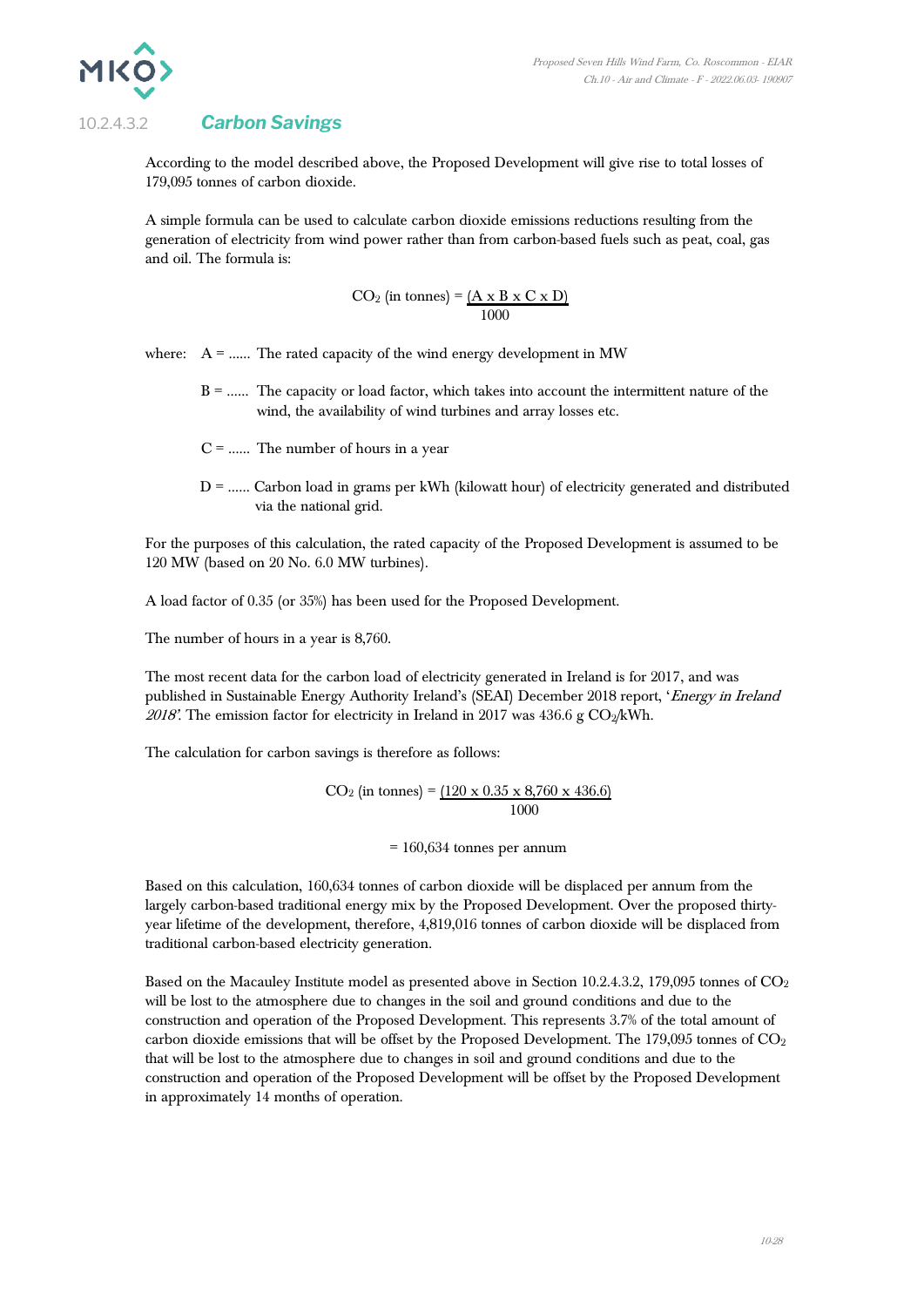#### 10.2.4.3.2 *Carbon Savings*

According to the model described above, the Proposed Development will give rise to total losses of 179,095 tonnes of carbon dioxide.

A simple formula can be used to calculate carbon dioxide emissions reductions resulting from the generation of electricity from wind power rather than from carbon-based fuels such as peat, coal, gas and oil. The formula is:

$$CO_2 \text{ (in tonnes)} = \frac{(A \times B \times C \times D)}{1000}$$

where: A = ...... The rated capacity of the wind energy development in MW

B = ...... The capacity or load factor, which takes into account the intermittent nature of the wind, the availability of wind turbines and array losses etc.

C = ...... The number of hours in a year

D = ...... Carbon load in grams per kWh (kilowatt hour) of electricity generated and distributed via the national grid.

For the purposes of this calculation, the rated capacity of the Proposed Development is assumed to be 120 MW (based on 20 No. 6.0 MW turbines).

A load factor of 0.35 (or 35%) has been used for the Proposed Development.

The number of hours in a year is 8,760.

The most recent data for the carbon load of electricity generated in Ireland is for 2017, and was published in Sustainable Energy Authority Ireland's (SEAI) December 2018 report, '*Energy in Ireland 2018*'. The emission factor for electricity in Ireland in 2017 was 436.6 g $CO_2$/kWh.

The calculation for carbon savings is therefore as follows:

$$CO_2 \text{ (in tonnes)} = \frac{(120 \times 0.35 \times 8{,}760 \times 436.6)}{1000}$$

$$= 160{,}634 \text{ tonnes per annum}$$

Based on this calculation, 160,634 tonnes of carbon dioxide will be displaced per annum from the largely carbon-based traditional energy mix by the Proposed Development. Over the proposed thirty-year lifetime of the development, therefore, 4,819,016 tonnes of carbon dioxide will be displaced from traditional carbon-based electricity generation.

Based on the Macauley Institute model as presented above in Section 10.2.4.3.2, 179,095 tonnes of $CO_2$ will be lost to the atmosphere due to changes in the soil and ground conditions and due to the construction and operation of the Proposed Development. This represents 3.7% of the total amount of carbon dioxide emissions that will be offset by the Proposed Development. The 179,095 tonnes of $CO_2$ that will be lost to the atmosphere due to changes in soil and ground conditions and due to the construction and operation of the Proposed Development will be offset by the Proposed Development in approximately 14 months of operation.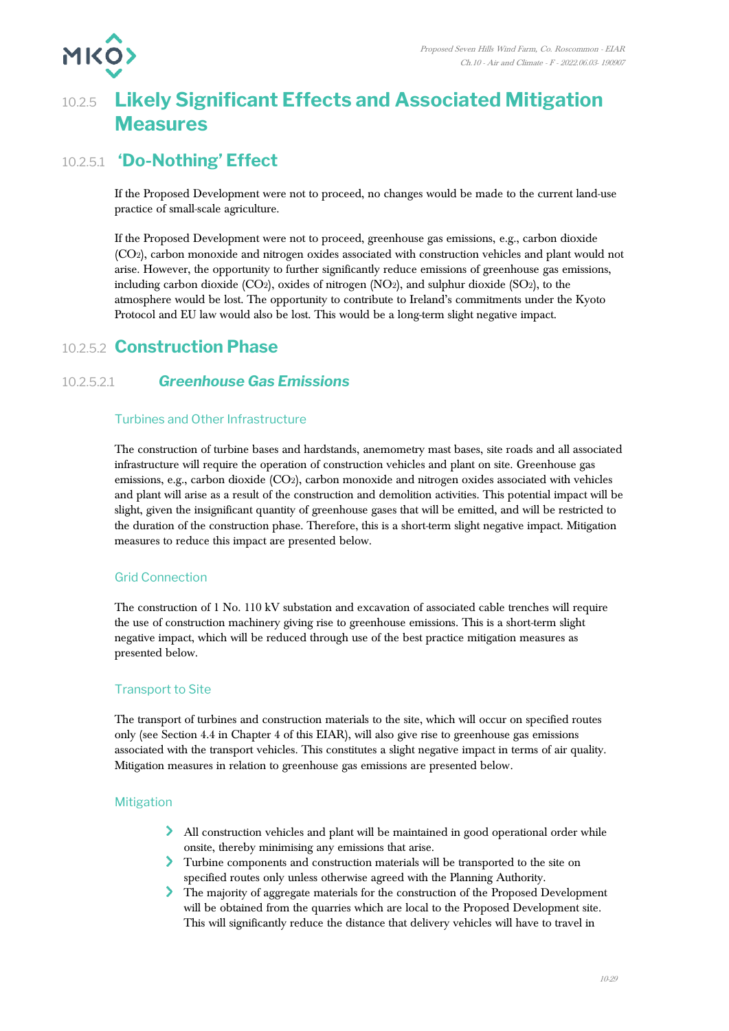## 10.2.5 Likely Significant Effects and Associated Mitigation Measures

### 10.2.5.1 'Do-Nothing' Effect

If the Proposed Development were not to proceed, no changes would be made to the current land-use practice of small-scale agriculture.

If the Proposed Development were not to proceed, greenhouse gas emissions, e.g., carbon dioxide ($CO_2$), carbon monoxide and nitrogen oxides associated with construction vehicles and plant would not arise. However, the opportunity to further significantly reduce emissions of greenhouse gas emissions, including carbon dioxide ($CO_2$), oxides of nitrogen ($NO_2$), and sulphur dioxide ($SO_2$), to the atmosphere would be lost. The opportunity to contribute to Ireland's commitments under the Kyoto Protocol and EU law would also be lost. This would be a long-term slight negative impact.

### 10.2.5.2 Construction Phase

#### 10.2.5.2.1 *Greenhouse Gas Emissions*

##### Turbines and Other Infrastructure

The construction of turbine bases and hardstands, anemometry mast bases, site roads and all associated infrastructure will require the operation of construction vehicles and plant on site. Greenhouse gas emissions, e.g., carbon dioxide ($CO_2$), carbon monoxide and nitrogen oxides associated with vehicles and plant will arise as a result of the construction and demolition activities. This potential impact will be slight, given the insignificant quantity of greenhouse gases that will be emitted, and will be restricted to the duration of the construction phase. Therefore, this is a short-term slight negative impact. Mitigation measures to reduce this impact are presented below.

##### Grid Connection

The construction of 1 No. 110 kV substation and excavation of associated cable trenches will require the use of construction machinery giving rise to greenhouse emissions. This is a short-term slight negative impact, which will be reduced through use of the best practice mitigation measures as presented below.

##### Transport to Site

The transport of turbines and construction materials to the site, which will occur on specified routes only (see Section 4.4 in Chapter 4 of this EIAR), will also give rise to greenhouse gas emissions associated with the transport vehicles. This constitutes a slight negative impact in terms of air quality. Mitigation measures in relation to greenhouse gas emissions are presented below.

##### Mitigation

- All construction vehicles and plant will be maintained in good operational order while onsite, thereby minimising any emissions that arise.
- Turbine components and construction materials will be transported to the site on specified routes only unless otherwise agreed with the Planning Authority.
- The majority of aggregate materials for the construction of the Proposed Development will be obtained from the quarries which are local to the Proposed Development site. This will significantly reduce the distance that delivery vehicles will have to travel in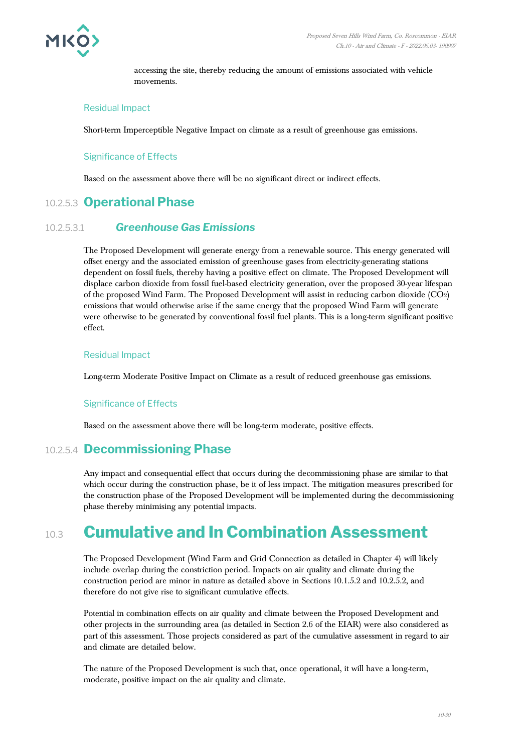accessing the site, thereby reducing the amount of emissions associated with vehicle movements.

#### Residual Impact

Short-term Imperceptible Negative Impact on climate as a result of greenhouse gas emissions.

#### Significance of Effects

Based on the assessment above there will be no significant direct or indirect effects.

### 10.2.5.3 Operational Phase

#### 10.2.5.3.1 *Greenhouse Gas Emissions*

The Proposed Development will generate energy from a renewable source. This energy generated will offset energy and the associated emission of greenhouse gases from electricity-generating stations dependent on fossil fuels, thereby having a positive effect on climate. The Proposed Development will displace carbon dioxide from fossil fuel-based electricity generation, over the proposed 30-year lifespan of the proposed Wind Farm. The Proposed Development will assist in reducing carbon dioxide ($CO_2$) emissions that would otherwise arise if the same energy that the proposed Wind Farm will generate were otherwise to be generated by conventional fossil fuel plants. This is a long-term significant positive effect.

#### Residual Impact

Long-term Moderate Positive Impact on Climate as a result of reduced greenhouse gas emissions.

#### Significance of Effects

Based on the assessment above there will be long-term moderate, positive effects.

### 10.2.5.4 Decommissioning Phase

Any impact and consequential effect that occurs during the decommissioning phase are similar to that which occur during the construction phase, be it of less impact. The mitigation measures prescribed for the construction phase of the Proposed Development will be implemented during the decommissioning phase thereby minimising any potential impacts.

## 10.3 Cumulative and In Combination Assessment

The Proposed Development (Wind Farm and Grid Connection as detailed in Chapter 4) will likely include overlap during the constriction period. Impacts on air quality and climate during the construction period are minor in nature as detailed above in Sections 10.1.5.2 and 10.2.5.2, and therefore do not give rise to significant cumulative effects.

Potential in combination effects on air quality and climate between the Proposed Development and other projects in the surrounding area (as detailed in Section 2.6 of the EIAR) were also considered as part of this assessment. Those projects considered as part of the cumulative assessment in regard to air and climate are detailed below.

The nature of the Proposed Development is such that, once operational, it will have a long-term, moderate, positive impact on the air quality and climate.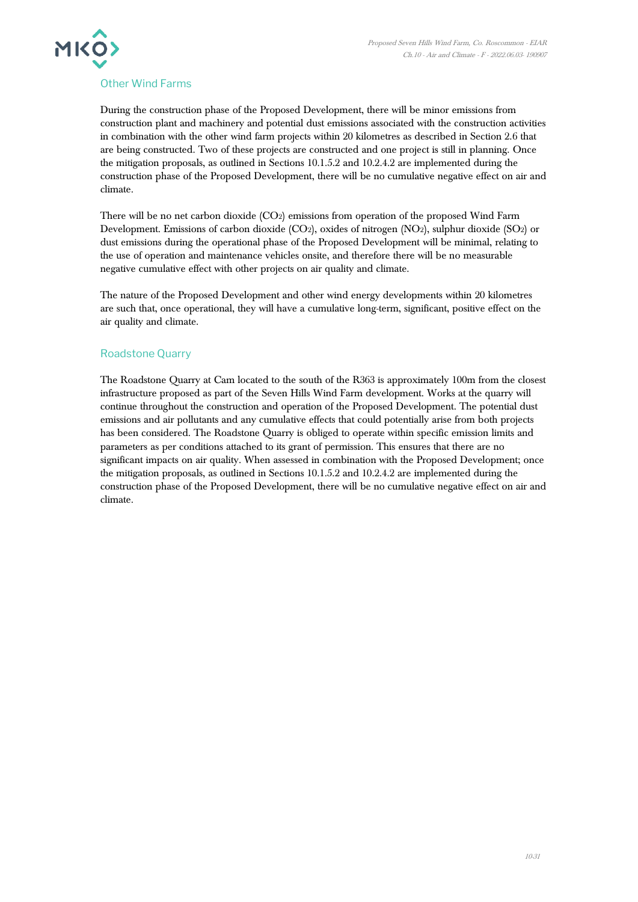### Other Wind Farms

During the construction phase of the Proposed Development, there will be minor emissions from construction plant and machinery and potential dust emissions associated with the construction activities in combination with the other wind farm projects within 20 kilometres as described in Section 2.6 that are being constructed. Two of these projects are constructed and one project is still in planning. Once the mitigation proposals, as outlined in Sections 10.1.5.2 and 10.2.4.2 are implemented during the construction phase of the Proposed Development, there will be no cumulative negative effect on air and climate.

There will be no net carbon dioxide ($CO_2$) emissions from operation of the proposed Wind Farm Development. Emissions of carbon dioxide ($CO_2$), oxides of nitrogen ($NO_2$), sulphur dioxide ($SO_2$) or dust emissions during the operational phase of the Proposed Development will be minimal, relating to the use of operation and maintenance vehicles onsite, and therefore there will be no measurable negative cumulative effect with other projects on air quality and climate.

The nature of the Proposed Development and other wind energy developments within 20 kilometres are such that, once operational, they will have a cumulative long-term, significant, positive effect on the air quality and climate.

### Roadstone Quarry

The Roadstone Quarry at Cam located to the south of the R363 is approximately 100m from the closest infrastructure proposed as part of the Seven Hills Wind Farm development. Works at the quarry will continue throughout the construction and operation of the Proposed Development. The potential dust emissions and air pollutants and any cumulative effects that could potentially arise from both projects has been considered. The Roadstone Quarry is obliged to operate within specific emission limits and parameters as per conditions attached to its grant of permission. This ensures that there are no significant impacts on air quality. When assessed in combination with the Proposed Development; once the mitigation proposals, as outlined in Sections 10.1.5.2 and 10.2.4.2 are implemented during the construction phase of the Proposed Development, there will be no cumulative negative effect on air and climate.